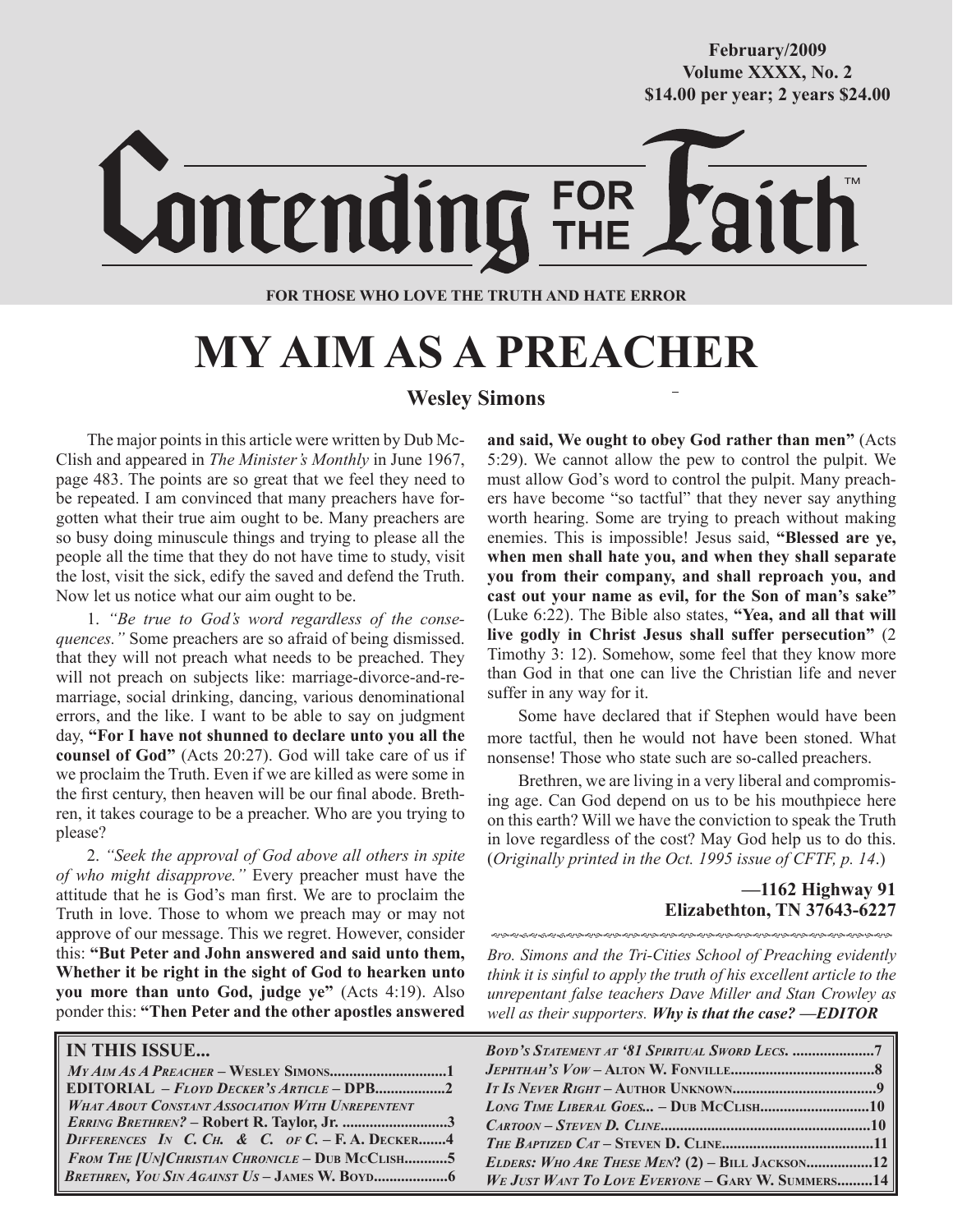February/2009
Volume XXXX, No. 2
$14.00 per year; 2 years $24.00

# Contending FOR THE Faith™

**FOR THOSE WHO LOVE THE TRUTH AND HATE ERROR**

# MY AIM AS A PREACHER

**Wesley Simons**

The major points in this article were written by Dub McClish and appeared in *The Minister's Monthly* in June 1967, page 483. The points are so great that we feel they need to be repeated. I am convinced that many preachers have forgotten what their true aim ought to be. Many preachers are so busy doing minuscule things and trying to please all the people all the time that they do not have time to study, visit the lost, visit the sick, edify the saved and defend the Truth. Now let us notice what our aim ought to be.

1. *"Be true to God's word regardless of the consequences."* Some preachers are so afraid of being dismissed. that they will not preach what needs to be preached. They will not preach on subjects like: marriage-divorce-and-remarriage, social drinking, dancing, various denominational errors, and the like. I want to be able to say on judgment day, **"For I have not shunned to declare unto you all the counsel of God"** (Acts 20:27). God will take care of us if we proclaim the Truth. Even if we are killed as were some in the first century, then heaven will be our final abode. Brethren, it takes courage to be a preacher. Who are you trying to please?

2. *"Seek the approval of God above all others in spite of who might disapprove."* Every preacher must have the attitude that he is God's man first. We are to proclaim the Truth in love. Those to whom we preach may or may not approve of our message. This we regret. However, consider this: **"But Peter and John answered and said unto them, Whether it be right in the sight of God to hearken unto you more than unto God, judge ye"** (Acts 4:19). Also ponder this: **"Then Peter and the other apostles answered and said, We ought to obey God rather than men"** (Acts 5:29). We cannot allow the pew to control the pulpit. We must allow God's word to control the pulpit. Many preachers have become "so tactful" that they never say anything worth hearing. Some are trying to preach without making enemies. This is impossible! Jesus said, **"Blessed are ye, when men shall hate you, and when they shall separate you from their company, and shall reproach you, and cast out your name as evil, for the Son of man's sake"** (Luke 6:22). The Bible also states, **"Yea, and all that will live godly in Christ Jesus shall suffer persecution"** (2 Timothy 3: 12). Somehow, some feel that they know more than God in that one can live the Christian life and never suffer in any way for it.

Some have declared that if Stephen would have been more tactful, then he would not have been stoned. What nonsense! Those who state such are so-called preachers.

Brethren, we are living in a very liberal and compromising age. Can God depend on us to be his mouthpiece here on this earth? Will we have the conviction to speak the Truth in love regardless of the cost? May God help us to do this. (*Originally printed in the Oct. 1995 issue of CFTF, p. 14*.)

**—1162 Highway 91**
**Elizabethton, TN 37643-6227**

*Bro. Simons and the Tri-Cities School of Preaching evidently think it is sinful to apply the truth of his excellent article to the unrepentant false teachers Dave Miller and Stan Crowley as well as their supporters.* ***Why is that the case? —EDITOR***

**IN THIS ISSUE...**

- *My Aim As A Preacher* – Wesley Simons ..... 1
- **EDITORIAL** – *Floyd Decker's Article* – DPB ..... 2
- *What About Constant Association With Unrepentent Erring Brethren?* – Robert R. Taylor, Jr. ..... 3
- *Differences In C. Ch. & C. of C.* – F. A. Decker ..... 4
- *From The [Un]Christian Chronicle* – Dub McClish ..... 5
- *Brethren, You Sin Against Us* – James W. Boyd ..... 6
- *Boyd's Statement at '81 Spiritual Sword Lecs.* ..... 7
- *Jephthah's Vow* – Alton W. Fonville ..... 8
- *It Is Never Right* – Author Unknown ..... 9
- *Long Time Liberal Goes...* – Dub McClish ..... 10
- *Cartoon* – Steven D. Cline ..... 10
- *The Baptized Cat* – Steven D. Cline ..... 11
- *Elders: Who Are These Men? (2)* – Bill Jackson ..... 12
- *We Just Want To Love Everyone* – Gary W. Summers ..... 14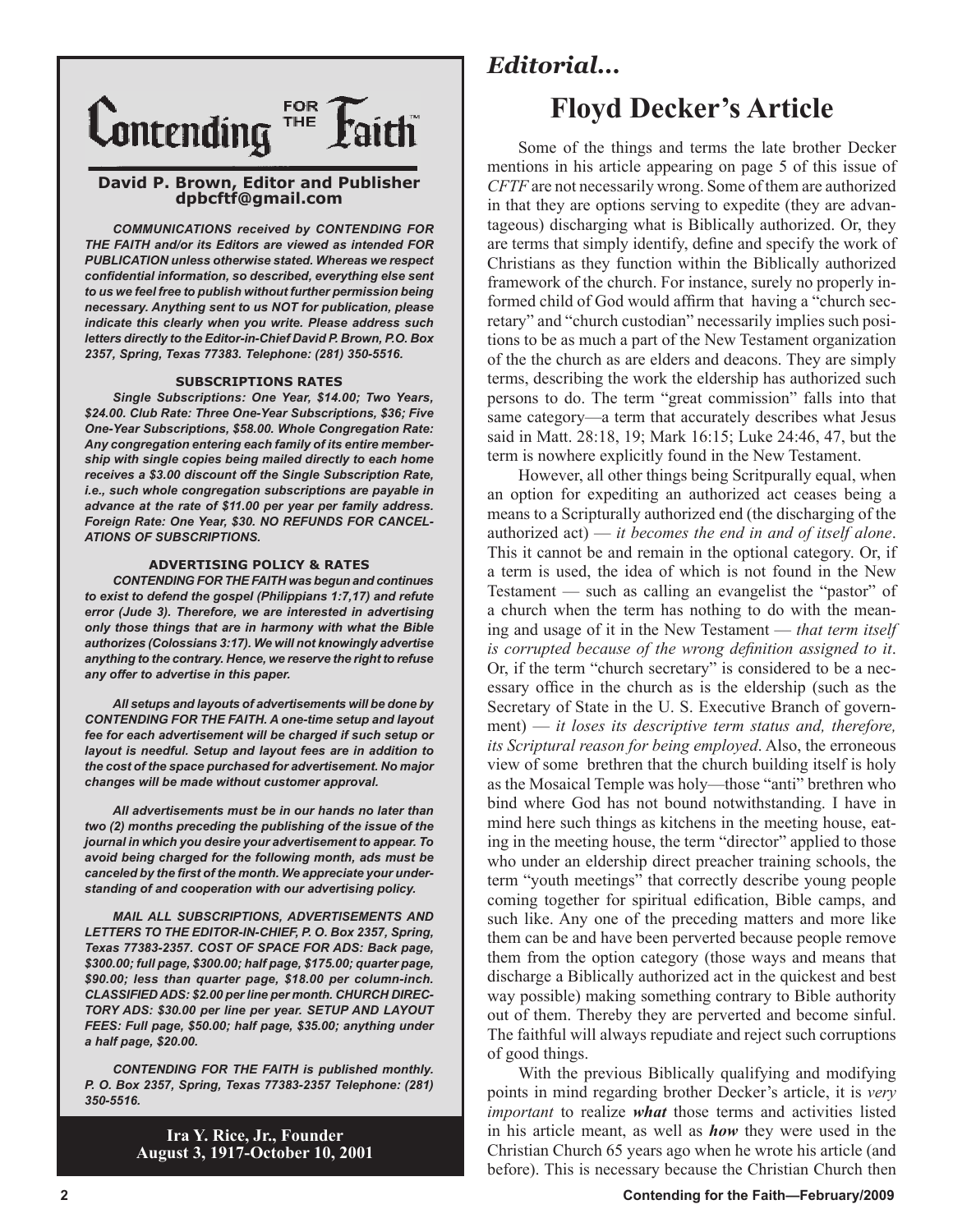# Contending for the Faith™

**David P. Brown, Editor and Publisher**
**dpbcftf@gmail.com**

***COMMUNICATIONS received by CONTENDING FOR THE FAITH and/or its Editors are viewed as intended FOR PUBLICATION unless otherwise stated. Whereas we respect confidential information, so described, everything else sent to us we feel free to publish without further permission being necessary. Anything sent to us NOT for publication, please indicate this clearly when you write. Please address such letters directly to the Editor-in-Chief David P. Brown, P.O. Box 2357, Spring, Texas 77383. Telephone: (281) 350-5516.***

**SUBSCRIPTIONS RATES**

***Single Subscriptions: One Year, $14.00; Two Years, $24.00. Club Rate: Three One-Year Subscriptions, $36; Five One-Year Subscriptions, $58.00. Whole Congregation Rate: Any congregation entering each family of its entire membership with single copies being mailed directly to each home receives a $3.00 discount off the Single Subscription Rate, i.e., such whole congregation subscriptions are payable in advance at the rate of $11.00 per year per family address. Foreign Rate: One Year, $30. NO REFUNDS FOR CANCELLATIONS OF SUBSCRIPTIONS.***

**ADVERTISING POLICY & RATES**

***CONTENDING FOR THE FAITH was begun and continues to exist to defend the gospel (Philippians 1:7,17) and refute error (Jude 3). Therefore, we are interested in advertising only those things that are in harmony with what the Bible authorizes (Colossians 3:17). We will not knowingly advertise anything to the contrary. Hence, we reserve the right to refuse any offer to advertise in this paper.***

***All setups and layouts of advertisements will be done by CONTENDING FOR THE FAITH. A one-time setup and layout fee for each advertisement will be charged if such setup or layout is needful. Setup and layout fees are in addition to the cost of the space purchased for advertisement. No major changes will be made without customer approval.***

***All advertisements must be in our hands no later than two (2) months preceding the publishing of the issue of the journal in which you desire your advertisement to appear. To avoid being charged for the following month, ads must be canceled by the first of the month. We appreciate your understanding of and cooperation with our advertising policy.***

***MAIL ALL SUBSCRIPTIONS, ADVERTISEMENTS AND LETTERS TO THE EDITOR-IN-CHIEF, P. O. Box 2357, Spring, Texas 77383-2357. COST OF SPACE FOR ADS: Back page, $300.00; full page, $300.00; half page, $175.00; quarter page, $90.00; less than quarter page, $18.00 per column-inch. CLASSIFIED ADS: $2.00 per line per month. CHURCH DIRECTORY ADS: $30.00 per line per year. SETUP AND LAYOUT FEES: Full page, $50.00; half page, $35.00; anything under a half page, $20.00.***

***CONTENDING FOR THE FAITH is published monthly. P. O. Box 2357, Spring, Texas 77383-2357 Telephone: (281) 350-5516.***

**Ira Y. Rice, Jr., Founder**
**August 3, 1917-October 10, 2001**

## *Editorial...*

# Floyd Decker's Article

Some of the things and terms the late brother Decker mentions in his article appearing on page 5 of this issue of *CFTF* are not necessarily wrong. Some of them are authorized in that they are options serving to expedite (they are advantageous) discharging what is Biblically authorized. Or, they are terms that simply identify, define and specify the work of Christians as they function within the Biblically authorized framework of the church. For instance, surely no properly informed child of God would affirm that having a "church secretary" and "church custodian" necessarily implies such positions to be as much a part of the New Testament organization of the the church as are elders and deacons. They are simply terms, describing the work the eldership has authorized such persons to do. The term "great commission" falls into that same category—a term that accurately describes what Jesus said in Matt. 28:18, 19; Mark 16:15; Luke 24:46, 47, but the term is nowhere explicitly found in the New Testament.

However, all other things being Scritpurally equal, when an option for expediting an authorized act ceases being a means to a Scripturally authorized end (the discharging of the authorized act) — *it becomes the end in and of itself alone*. This it cannot be and remain in the optional category. Or, if a term is used, the idea of which is not found in the New Testament — such as calling an evangelist the "pastor" of a church when the term has nothing to do with the meaning and usage of it in the New Testament — *that term itself is corrupted because of the wrong definition assigned to it*. Or, if the term "church secretary" is considered to be a necessary office in the church as is the eldership (such as the Secretary of State in the U. S. Executive Branch of government) — *it loses its descriptive term status and, therefore, its Scriptural reason for being employed*. Also, the erroneous view of some brethren that the church building itself is holy as the Mosaical Temple was holy—those "anti" brethren who bind where God has not bound notwithstanding. I have in mind here such things as kitchens in the meeting house, eating in the meeting house, the term "director" applied to those who under an eldership direct preacher training schools, the term "youth meetings" that correctly describe young people coming together for spiritual edification, Bible camps, and such like. Any one of the preceding matters and more like them can be and have been perverted because people remove them from the option category (those ways and means that discharge a Biblically authorized act in the quickest and best way possible) making something contrary to Bible authority out of them. Thereby they are perverted and become sinful. The faithful will always repudiate and reject such corruptions of good things.

With the previous Biblically qualifying and modifying points in mind regarding brother Decker's article, it is *very important* to realize ***what*** those terms and activities listed in his article meant, as well as ***how*** they were used in the Christian Church 65 years ago when he wrote his article (and before). This is necessary because the Christian Church then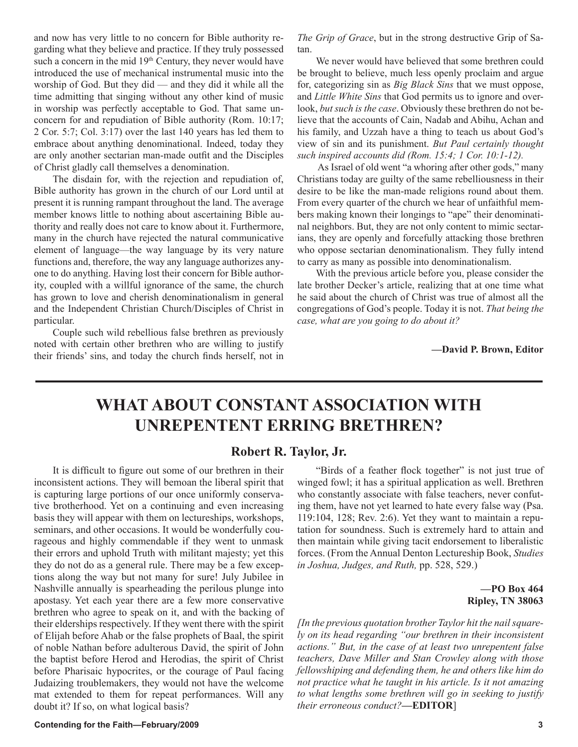and now has very little to no concern for Bible authority regarding what they believe and practice. If they truly possessed such a concern in the mid 19th Century, they never would have introduced the use of mechanical instrumental music into the worship of God. But they did — and they did it while all the time admitting that singing without any other kind of music in worship was perfectly acceptable to God. That same unconcern for and repudiation of Bible authority (Rom. 10:17; 2 Cor. 5:7; Col. 3:17) over the last 140 years has led them to embrace about anything denominational. Indeed, today they are only another sectarian man-made outfit and the Disciples of Christ gladly call themselves a denomination.

The disdain for, with the rejection and repudiation of, Bible authority has grown in the church of our Lord until at present it is running rampant throughout the land. The average member knows little to nothing about ascertaining Bible authority and really does not care to know about it. Furthermore, many in the church have rejected the natural communicative element of language—the way language by its very nature functions and, therefore, the way any language authorizes anyone to do anything. Having lost their concern for Bible authority, coupled with a willful ignorance of the same, the church has grown to love and cherish denominationalism in general and the Independent Christian Church/Disciples of Christ in particular.

Couple such wild rebellious false brethren as previously noted with certain other brethren who are willing to justify their friends' sins, and today the church finds herself, not in *The Grip of Grace*, but in the strong destructive Grip of Satan.

We never would have believed that some brethren could be brought to believe, much less openly proclaim and argue for, categorizing sin as *Big Black Sins* that we must oppose, and *Little White Sins* that God permits us to ignore and overlook, *but such is the case*. Obviously these brethren do not believe that the accounts of Cain, Nadab and Abihu, Achan and his family, and Uzzah have a thing to teach us about God's view of sin and its punishment. *But Paul certainly thought such inspired accounts did (Rom. 15:4; 1 Cor. 10:1-12).*

As Israel of old went "a whoring after other gods," many Christians today are guilty of the same rebelliousness in their desire to be like the man-made religions round about them. From every quarter of the church we hear of unfaithful members making known their longings to "ape" their denominational neighbors. But, they are not only content to mimic sectarians, they are openly and forcefully attacking those brethren who oppose sectarian denominationalism. They fully intend to carry as many as possible into denominationalism.

With the previous article before you, please consider the late brother Decker's article, realizing that at one time what he said about the church of Christ was true of almost all the congregations of God's people. Today it is not. *That being the case, what are you going to do about it?*

**—David P. Brown, Editor**

# WHAT ABOUT CONSTANT ASSOCIATION WITH UNREPENTENT ERRING BRETHREN?

## Robert R. Taylor, Jr.

It is difficult to figure out some of our brethren in their inconsistent actions. They will bemoan the liberal spirit that is capturing large portions of our once uniformly conservative brotherhood. Yet on a continuing and even increasing basis they will appear with them on lectureships, workshops, seminars, and other occasions. It would be wonderfully courageous and highly commendable if they went to unmask their errors and uphold Truth with militant majesty; yet this they do not do as a general rule. There may be a few exceptions along the way but not many for sure! July Jubilee in Nashville annually is spearheading the perilous plunge into apostasy. Yet each year there are a few more conservative brethren who agree to speak on it, and with the backing of their elderships respectively. If they went there with the spirit of Elijah before Ahab or the false prophets of Baal, the spirit of noble Nathan before adulterous David, the spirit of John the baptist before Herod and Herodias, the spirit of Christ before Pharisaic hypocrites, or the courage of Paul facing Judaizing troublemakers, they would not have the welcome mat extended to them for repeat performances. Will any doubt it? If so, on what logical basis?

"Birds of a feather flock together" is not just true of winged fowl; it has a spiritual application as well. Brethren who constantly associate with false teachers, never confuting them, have not yet learned to hate every false way (Psa. 119:104, 128; Rev. 2:6). Yet they want to maintain a reputation for soundness. Such is extremely hard to attain and then maintain while giving tacit endorsement to liberalistic forces. (From the Annual Denton Lectureship Book, *Studies in Joshua, Judges, and Ruth,* pp. 528, 529.)

**—PO Box 464**
**Ripley, TN 38063**

*[In the previous quotation brother Taylor hit the nail squarely on its head regarding "our brethren in their inconsistent actions." But, in the case of at least two unrepentent false teachers, Dave Miller and Stan Crowley along with those fellowshiping and defending them, he and others like him do not practice what he taught in his article. Is it not amazing to what lengths some brethren will go in seeking to justify their erroneous conduct?*—**EDITOR**]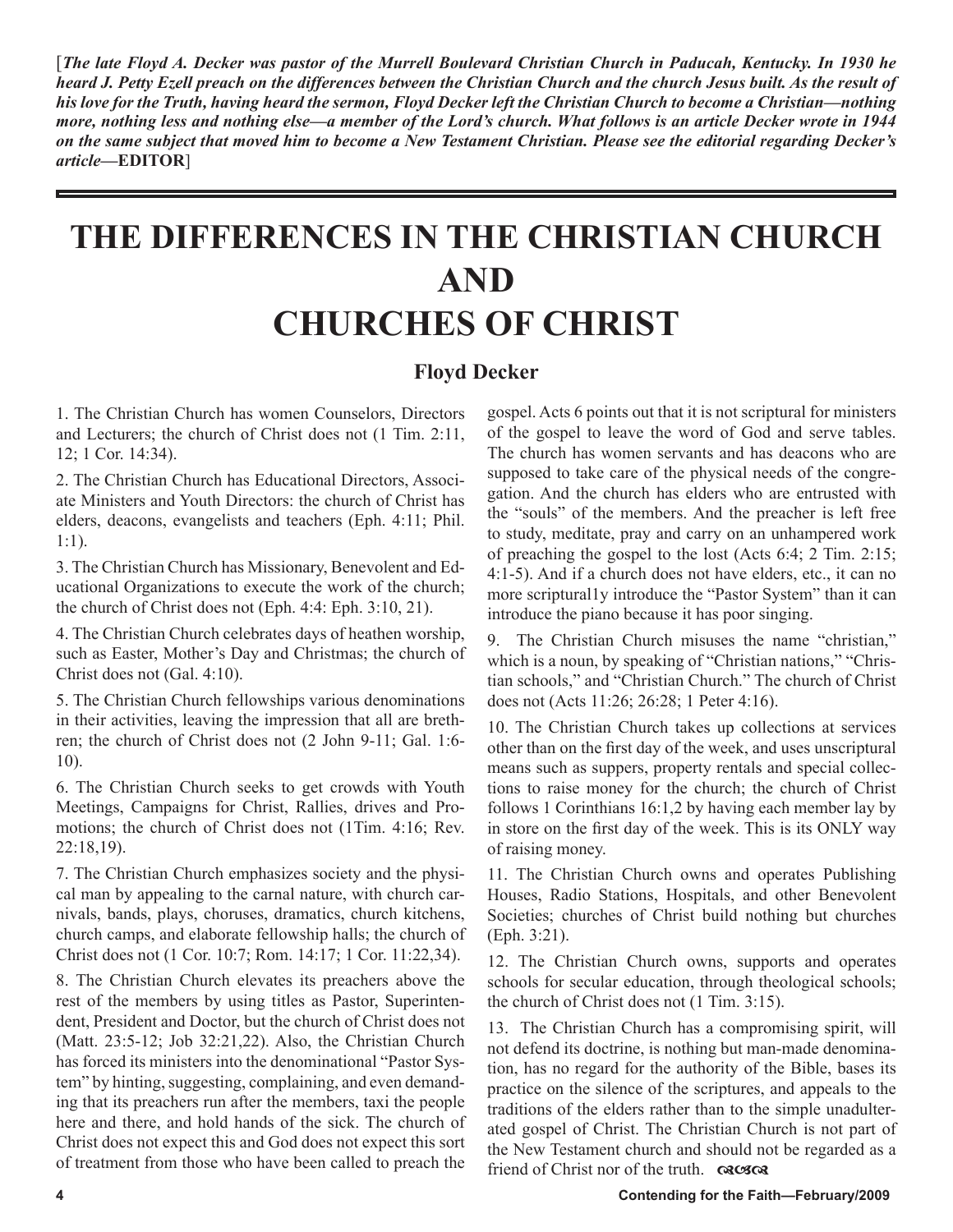[*The late Floyd A. Decker was pastor of the Murrell Boulevard Christian Church in Paducah, Kentucky. In 1930 he heard J. Petty Ezell preach on the differences between the Christian Church and the church Jesus built. As the result of his love for the Truth, having heard the sermon, Floyd Decker left the Christian Church to become a Christian—nothing more, nothing less and nothing else—a member of the Lord's church. What follows is an article Decker wrote in 1944 on the same subject that moved him to become a New Testament Christian. Please see the editorial regarding Decker's article*—**EDITOR**]

# THE DIFFERENCES IN THE CHRISTIAN CHURCH AND CHURCHES OF CHRIST

### Floyd Decker

1. The Christian Church has women Counselors, Directors and Lecturers; the church of Christ does not (1 Tim. 2:11, 12; 1 Cor. 14:34).

2. The Christian Church has Educational Directors, Associate Ministers and Youth Directors: the church of Christ has elders, deacons, evangelists and teachers (Eph. 4:11; Phil. 1:1).

3. The Christian Church has Missionary, Benevolent and Educational Organizations to execute the work of the church; the church of Christ does not (Eph. 4:4: Eph. 3:10, 21).

4. The Christian Church celebrates days of heathen worship, such as Easter, Mother's Day and Christmas; the church of Christ does not (Gal. 4:10).

5. The Christian Church fellowships various denominations in their activities, leaving the impression that all are brethren; the church of Christ does not (2 John 9-11; Gal. 1:6-10).

6. The Christian Church seeks to get crowds with Youth Meetings, Campaigns for Christ, Rallies, drives and Promotions; the church of Christ does not (1Tim. 4:16; Rev. 22:18,19).

7. The Christian Church emphasizes society and the physical man by appealing to the carnal nature, with church carnivals, bands, plays, choruses, dramatics, church kitchens, church camps, and elaborate fellowship halls; the church of Christ does not (1 Cor. 10:7; Rom. 14:17; 1 Cor. 11:22,34).

8. The Christian Church elevates its preachers above the rest of the members by using titles as Pastor, Superintendent, President and Doctor, but the church of Christ does not (Matt. 23:5-12; Job 32:21,22). Also, the Christian Church has forced its ministers into the denominational "Pastor System" by hinting, suggesting, complaining, and even demanding that its preachers run after the members, taxi the people here and there, and hold hands of the sick. The church of Christ does not expect this and God does not expect this sort of treatment from those who have been called to preach the gospel. Acts 6 points out that it is not scriptural for ministers of the gospel to leave the word of God and serve tables. The church has women servants and has deacons who are supposed to take care of the physical needs of the congregation. And the church has elders who are entrusted with the "souls" of the members. And the preacher is left free to study, meditate, pray and carry on an unhampered work of preaching the gospel to the lost (Acts 6:4; 2 Tim. 2:15; 4:1-5). And if a church does not have elders, etc., it can no more scriptural1y introduce the "Pastor System" than it can introduce the piano because it has poor singing.

9. The Christian Church misuses the name "christian," which is a noun, by speaking of "Christian nations," "Christian schools," and "Christian Church." The church of Christ does not (Acts 11:26; 26:28; 1 Peter 4:16).

10. The Christian Church takes up collections at services other than on the first day of the week, and uses unscriptural means such as suppers, property rentals and special collections to raise money for the church; the church of Christ follows 1 Corinthians 16:1,2 by having each member lay by in store on the first day of the week. This is its ONLY way of raising money.

11. The Christian Church owns and operates Publishing Houses, Radio Stations, Hospitals, and other Benevolent Societies; churches of Christ build nothing but churches (Eph. 3:21).

12. The Christian Church owns, supports and operates schools for secular education, through theological schools; the church of Christ does not (1 Tim. 3:15).

13. The Christian Church has a compromising spirit, will not defend its doctrine, is nothing but man-made denomination, has no regard for the authority of the Bible, bases its practice on the silence of the scriptures, and appeals to the traditions of the elders rather than to the simple unadulterated gospel of Christ. The Christian Church is not part of the New Testament church and should not be regarded as a friend of Christ nor of the truth.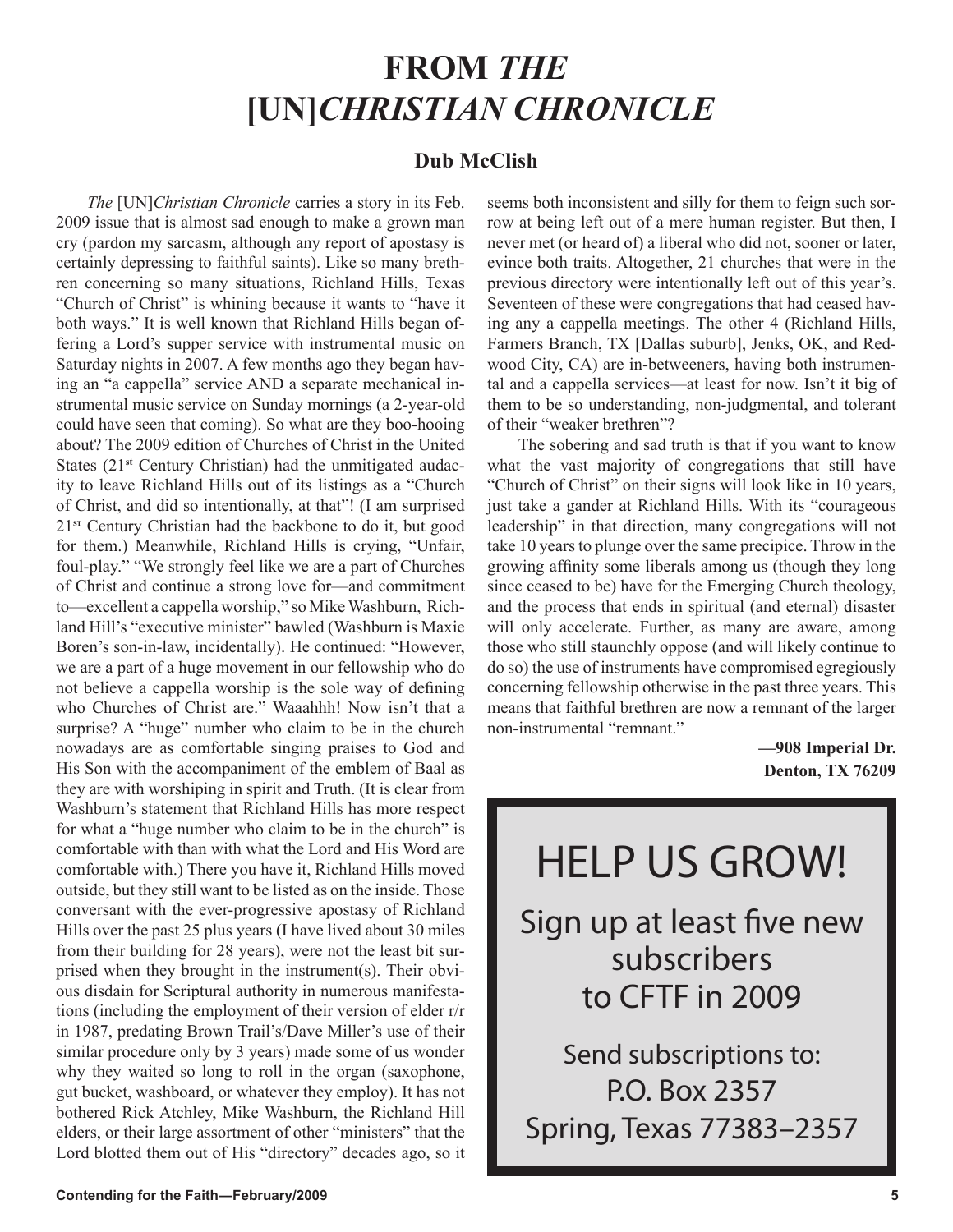# FROM *THE* [UN]*CHRISTIAN CHRONICLE*

## Dub McClish

*The* [UN]*Christian Chronicle* carries a story in its Feb. 2009 issue that is almost sad enough to make a grown man cry (pardon my sarcasm, although any report of apostasy is certainly depressing to faithful saints). Like so many brethren concerning so many situations, Richland Hills, Texas "Church of Christ" is whining because it wants to "have it both ways." It is well known that Richland Hills began offering a Lord's supper service with instrumental music on Saturday nights in 2007. A few months ago they began having an "a cappella" service AND a separate mechanical instrumental music service on Sunday mornings (a 2-year-old could have seen that coming). So what are they boo-hooing about? The 2009 edition of Churches of Christ in the United States (21st Century Christian) had the unmitigated audacity to leave Richland Hills out of its listings as a "Church of Christ, and did so intentionally, at that"! (I am surprised 21st Century Christian had the backbone to do it, but good for them.) Meanwhile, Richland Hills is crying, "Unfair, foul-play." "We strongly feel like we are a part of Churches of Christ and continue a strong love for—and commitment to—excellent a cappella worship," so Mike Washburn, Richland Hill's "executive minister" bawled (Washburn is Maxie Boren's son-in-law, incidentally). He continued: "However, we are a part of a huge movement in our fellowship who do not believe a cappella worship is the sole way of defining who Churches of Christ are." Waaahhh! Now isn't that a surprise? A "huge" number who claim to be in the church nowadays are as comfortable singing praises to God and His Son with the accompaniment of the emblem of Baal as they are with worshiping in spirit and Truth. (It is clear from Washburn's statement that Richland Hills has more respect for what a "huge number who claim to be in the church" is comfortable with than with what the Lord and His Word are comfortable with.) There you have it, Richland Hills moved outside, but they still want to be listed as on the inside. Those conversant with the ever-progressive apostasy of Richland Hills over the past 25 plus years (I have lived about 30 miles from their building for 28 years), were not the least bit surprised when they brought in the instrument(s). Their obvious disdain for Scriptural authority in numerous manifestations (including the employment of their version of elder r/r in 1987, predating Brown Trail's/Dave Miller's use of their similar procedure only by 3 years) made some of us wonder why they waited so long to roll in the organ (saxophone, gut bucket, washboard, or whatever they employ). It has not bothered Rick Atchley, Mike Washburn, the Richland Hill elders, or their large assortment of other "ministers" that the Lord blotted them out of His "directory" decades ago, so it seems both inconsistent and silly for them to feign such sorrow at being left out of a mere human register. But then, I never met (or heard of) a liberal who did not, sooner or later, evince both traits. Altogether, 21 churches that were in the previous directory were intentionally left out of this year's. Seventeen of these were congregations that had ceased having any a cappella meetings. The other 4 (Richland Hills, Farmers Branch, TX [Dallas suburb], Jenks, OK, and Redwood City, CA) are in-betweeners, having both instrumental and a cappella services—at least for now. Isn't it big of them to be so understanding, non-judgmental, and tolerant of their "weaker brethren"?

The sobering and sad truth is that if you want to know what the vast majority of congregations that still have "Church of Christ" on their signs will look like in 10 years, just take a gander at Richland Hills. With its "courageous leadership" in that direction, many congregations will not take 10 years to plunge over the same precipice. Throw in the growing affinity some liberals among us (though they long since ceased to be) have for the Emerging Church theology, and the process that ends in spiritual (and eternal) disaster will only accelerate. Further, as many are aware, among those who still staunchly oppose (and will likely continue to do so) the use of instruments have compromised egregiously concerning fellowship otherwise in the past three years. This means that faithful brethren are now a remnant of the larger non-instrumental "remnant."

**—908 Imperial Dr.**
**Denton, TX 76209**

# HELP US GROW!

Sign up at least five new subscribers to CFTF in 2009

Send subscriptions to:
P.O. Box 2357
Spring, Texas 77383–2357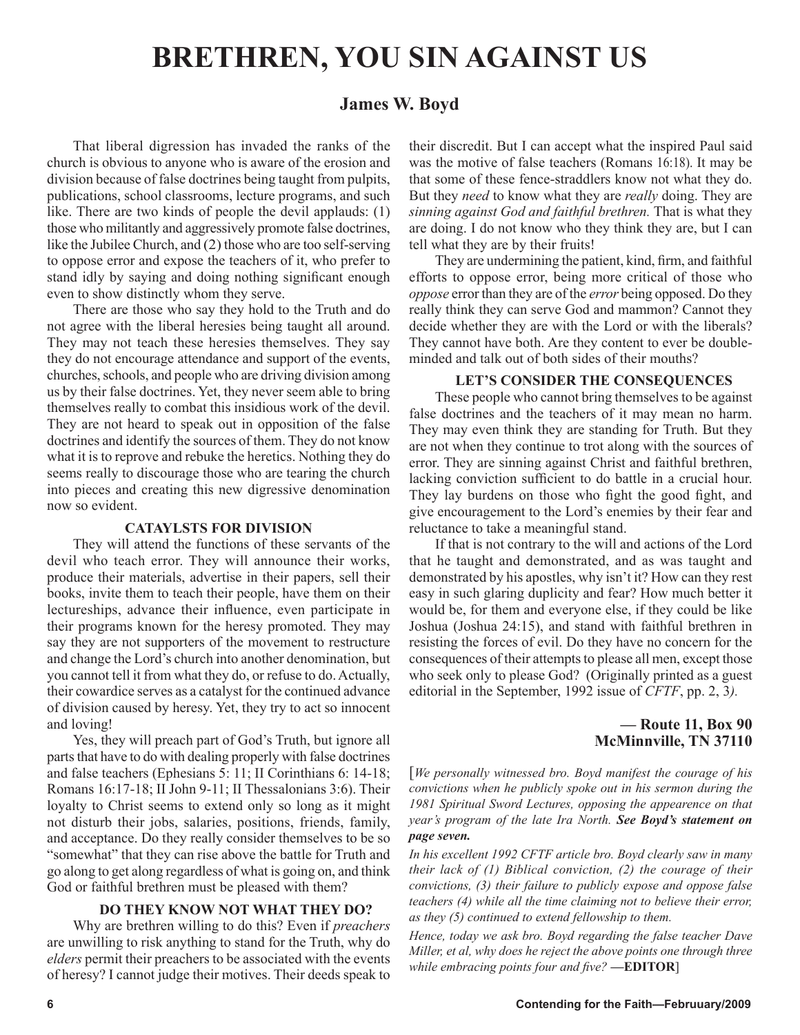# BRETHREN, YOU SIN AGAINST US

## James W. Boyd

That liberal digression has invaded the ranks of the church is obvious to anyone who is aware of the erosion and division because of false doctrines being taught from pulpits, publications, school classrooms, lecture programs, and such like. There are two kinds of people the devil applauds: (1) those who militantly and aggressively promote false doctrines, like the Jubilee Church, and (2) those who are too self-serving to oppose error and expose the teachers of it, who prefer to stand idly by saying and doing nothing significant enough even to show distinctly whom they serve.

There are those who say they hold to the Truth and do not agree with the liberal heresies being taught all around. They may not teach these heresies themselves. They say they do not encourage attendance and support of the events, churches, schools, and people who are driving division among us by their false doctrines. Yet, they never seem able to bring themselves really to combat this insidious work of the devil. They are not heard to speak out in opposition of the false doctrines and identify the sources of them. They do not know what it is to reprove and rebuke the heretics. Nothing they do seems really to discourage those who are tearing the church into pieces and creating this new digressive denomination now so evident.

### CATAYLSTS FOR DIVISION

They will attend the functions of these servants of the devil who teach error. They will announce their works, produce their materials, advertise in their papers, sell their books, invite them to teach their people, have them on their lectureships, advance their influence, even participate in their programs known for the heresy promoted. They may say they are not supporters of the movement to restructure and change the Lord's church into another denomination, but you cannot tell it from what they do, or refuse to do. Actually, their cowardice serves as a catalyst for the continued advance of division caused by heresy. Yet, they try to act so innocent and loving!

Yes, they will preach part of God's Truth, but ignore all parts that have to do with dealing properly with false doctrines and false teachers (Ephesians 5: 11; II Corinthians 6: 14-18; Romans 16:17-18; II John 9-11; II Thessalonians 3:6). Their loyalty to Christ seems to extend only so long as it might not disturb their jobs, salaries, positions, friends, family, and acceptance. Do they really consider themselves to be so "somewhat" that they can rise above the battle for Truth and go along to get along regardless of what is going on, and think God or faithful brethren must be pleased with them?

### DO THEY KNOW NOT WHAT THEY DO?

Why are brethren willing to do this? Even if *preachers* are unwilling to risk anything to stand for the Truth, why do *elders* permit their preachers to be associated with the events of heresy? I cannot judge their motives. Their deeds speak to their discredit. But I can accept what the inspired Paul said was the motive of false teachers (Romans 16:18). It may be that some of these fence-straddlers know not what they do. But they *need* to know what they are *really* doing. They are *sinning against God and faithful brethren.* That is what they are doing. I do not know who they think they are, but I can tell what they are by their fruits!

They are undermining the patient, kind, firm, and faithful efforts to oppose error, being more critical of those who *oppose* error than they are of the *error* being opposed. Do they really think they can serve God and mammon? Cannot they decide whether they are with the Lord or with the liberals? They cannot have both. Are they content to ever be double-minded and talk out of both sides of their mouths?

### LET'S CONSIDER THE CONSEQUENCES

These people who cannot bring themselves to be against false doctrines and the teachers of it may mean no harm. They may even think they are standing for Truth. But they are not when they continue to trot along with the sources of error. They are sinning against Christ and faithful brethren, lacking conviction sufficient to do battle in a crucial hour. They lay burdens on those who fight the good fight, and give encouragement to the Lord's enemies by their fear and reluctance to take a meaningful stand.

If that is not contrary to the will and actions of the Lord that he taught and demonstrated, and as was taught and demonstrated by his apostles, why isn't it? How can they rest easy in such glaring duplicity and fear? How much better it would be, for them and everyone else, if they could be like Joshua (Joshua 24:15), and stand with faithful brethren in resisting the forces of evil. Do they have no concern for the consequences of their attempts to please all men, except those who seek only to please God? (Originally printed as a guest editorial in the September, 1992 issue of *CFTF*, pp. 2, 3*).*

**— Route 11, Box 90**
**McMinnville, TN 37110**

[*We personally witnessed bro. Boyd manifest the courage of his convictions when he publicly spoke out in his sermon during the 1981 Spiritual Sword Lectures, opposing the appearence on that year's program of the late Ira North.* ***See Boyd's statement on page seven.***

*In his excellent 1992 CFTF article bro. Boyd clearly saw in many their lack of (1) Biblical conviction, (2) the courage of their convictions, (3) their failure to publicly expose and oppose false teachers (4) while all the time claiming not to believe their error, as they (5) continued to extend fellowship to them.*

*Hence, today we ask bro. Boyd regarding the false teacher Dave Miller, et al, why does he reject the above points one through three while embracing points four and five?* **—EDITOR**]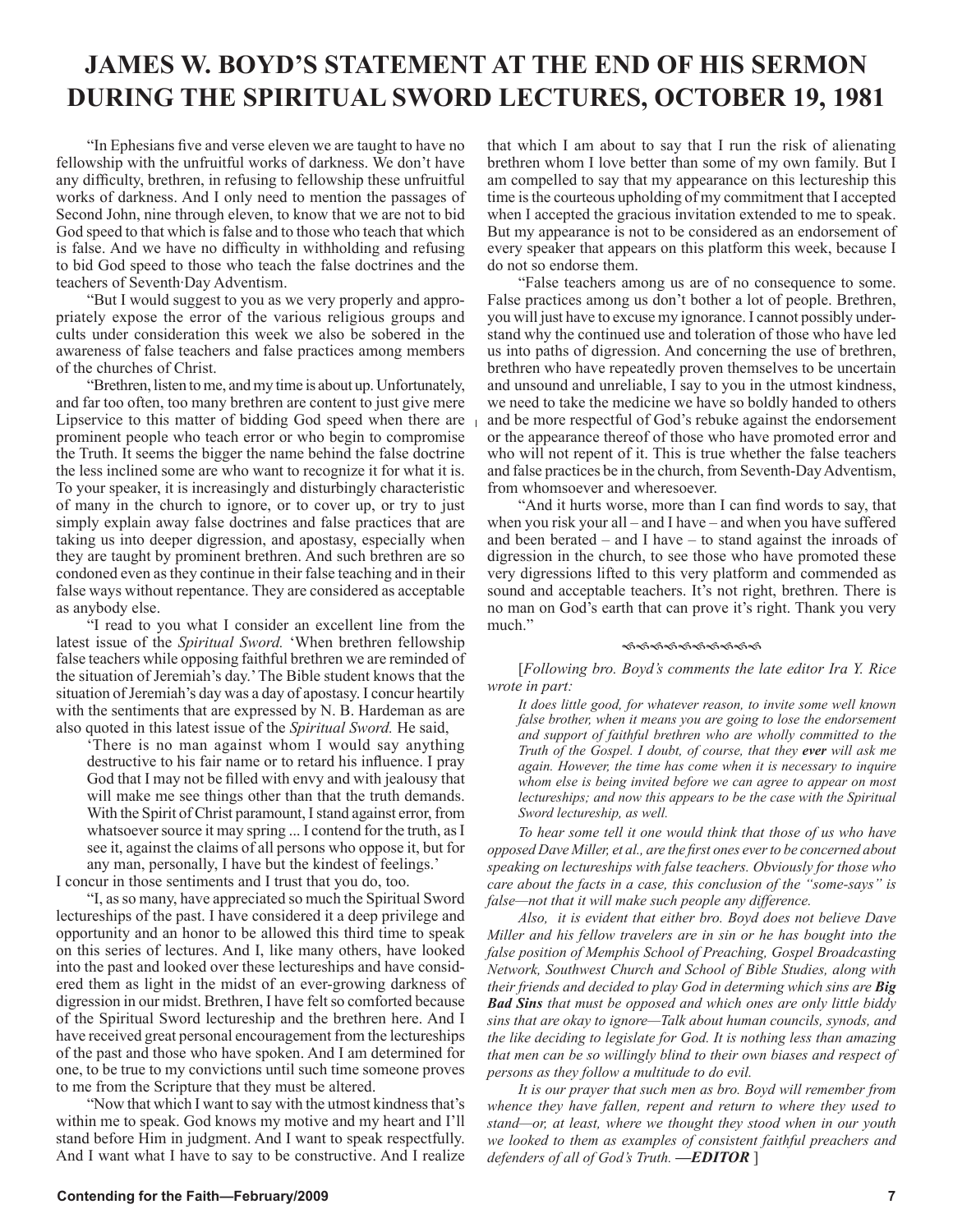# JAMES W. BOYD'S STATEMENT AT THE END OF HIS SERMON DURING THE SPIRITUAL SWORD LECTURES, OCTOBER 19, 1981

"In Ephesians five and verse eleven we are taught to have no fellowship with the unfruitful works of darkness. We don't have any difficulty, brethren, in refusing to fellowship these unfruitful works of darkness. And I only need to mention the passages of Second John, nine through eleven, to know that we are not to bid God speed to that which is false and to those who teach that which is false. And we have no difficulty in withholding and refusing to bid God speed to those who teach the false doctrines and the teachers of Seventh-Day Adventism.

"But I would suggest to you as we very properly and appropriately expose the error of the various religious groups and cults under consideration this week we also be sobered in the awareness of false teachers and false practices among members of the churches of Christ.

"Brethren, listen to me, and my time is about up. Unfortunately, and far too often, too many brethren are content to just give mere Lipservice to this matter of bidding God speed when there are prominent people who teach error or who begin to compromise the Truth. It seems the bigger the name behind the false doctrine the less inclined some are who want to recognize it for what it is. To your speaker, it is increasingly and disturbingly characteristic of many in the church to ignore, or to cover up, or try to just simply explain away false doctrines and false practices that are taking us into deeper digression, and apostasy, especially when they are taught by prominent brethren. And such brethren are so condoned even as they continue in their false teaching and in their false ways without repentance. They are considered as acceptable as anybody else.

"I read to you what I consider an excellent line from the latest issue of the *Spiritual Sword.* 'When brethren fellowship false teachers while opposing faithful brethren we are reminded of the situation of Jeremiah's day.' The Bible student knows that the situation of Jeremiah's day was a day of apostasy. I concur heartily with the sentiments that are expressed by N. B. Hardeman as are also quoted in this latest issue of the *Spiritual Sword.* He said,

> 'There is no man against whom I would say anything destructive to his fair name or to retard his influence. I pray God that I may not be filled with envy and with jealousy that will make me see things other than that the truth demands. With the Spirit of Christ paramount, I stand against error, from whatsoever source it may spring ... I contend for the truth, as I see it, against the claims of all persons who oppose it, but for any man, personally, I have but the kindest of feelings.'

I concur in those sentiments and I trust that you do, too.

"I, as so many, have appreciated so much the Spiritual Sword lectureships of the past. I have considered it a deep privilege and opportunity and an honor to be allowed this third time to speak on this series of lectures. And I, like many others, have looked into the past and looked over these lectureships and have considered them as light in the midst of an ever-growing darkness of digression in our midst. Brethren, I have felt so comforted because of the Spiritual Sword lectureship and the brethren here. And I have received great personal encouragement from the lectureships of the past and those who have spoken. And I am determined for one, to be true to my convictions until such time someone proves to me from the Scripture that they must be altered.

"Now that which I want to say with the utmost kindness that's within me to speak. God knows my motive and my heart and I'll stand before Him in judgment. And I want to speak respectfully. And I want what I have to say to be constructive. And I realize that which I am about to say that I run the risk of alienating brethren whom I love better than some of my own family. But I am compelled to say that my appearance on this lectureship this time is the courteous upholding of my commitment that I accepted when I accepted the gracious invitation extended to me to speak. But my appearance is not to be considered as an endorsement of every speaker that appears on this platform this week, because I do not so endorse them.

"False teachers among us are of no consequence to some. False practices among us don't bother a lot of people. Brethren, you will just have to excuse my ignorance. I cannot possibly understand why the continued use and toleration of those who have led us into paths of digression. And concerning the use of brethren, brethren who have repeatedly proven themselves to be uncertain and unsound and unreliable, I say to you in the utmost kindness, we need to take the medicine we have so boldly handed to others and be more respectful of God's rebuke against the endorsement or the appearance thereof of those who have promoted error and who will not repent of it. This is true whether the false teachers and false practices be in the church, from Seventh-Day Adventism, from whomsoever and wheresoever.

"And it hurts worse, more than I can find words to say, that when you risk your all – and I have – and when you have suffered and been berated – and I have – to stand against the inroads of digression in the church, to see those who have promoted these very digressions lifted to this very platform and commended as sound and acceptable teachers. It's not right, brethren. There is no man on God's earth that can prove it's right. Thank you very much."

[*Following bro. Boyd's comments the late editor Ira Y. Rice wrote in part:*

> *It does little good, for whatever reason, to invite some well known false brother, when it means you are going to lose the endorsement and support of faithful brethren who are wholly committed to the Truth of the Gospel. I doubt, of course, that they **ever** will ask me again. However, the time has come when it is necessary to inquire whom else is being invited before we can agree to appear on most lectureships; and now this appears to be the case with the Spiritual Sword lectureship, as well.*

*To hear some tell it one would think that those of us who have opposed Dave Miller, et al., are the first ones ever to be concerned about speaking on lectureships with false teachers. Obviously for those who care about the facts in a case, this conclusion of the "some-says" is false—not that it will make such people any difference.*

*Also, it is evident that either bro. Boyd does not believe Dave Miller and his fellow travelers are in sin or he has bought into the false position of Memphis School of Preaching, Gospel Broadcasting Network, Southwest Church and School of Bible Studies, along with their friends and decided to play God in determing which sins are **Big Bad Sins** that must be opposed and which ones are only little biddy sins that are okay to ignore—Talk about human councils, synods, and the like deciding to legislate for God. It is nothing less than amazing that men can be so willingly blind to their own biases and respect of persons as they follow a multitude to do evil.*

*It is our prayer that such men as bro. Boyd will remember from whence they have fallen, repent and return to where they used to stand—or, at least, where we thought they stood when in our youth we looked to them as examples of consistent faithful preachers and defenders of all of God's Truth.* ***—EDITOR*** ]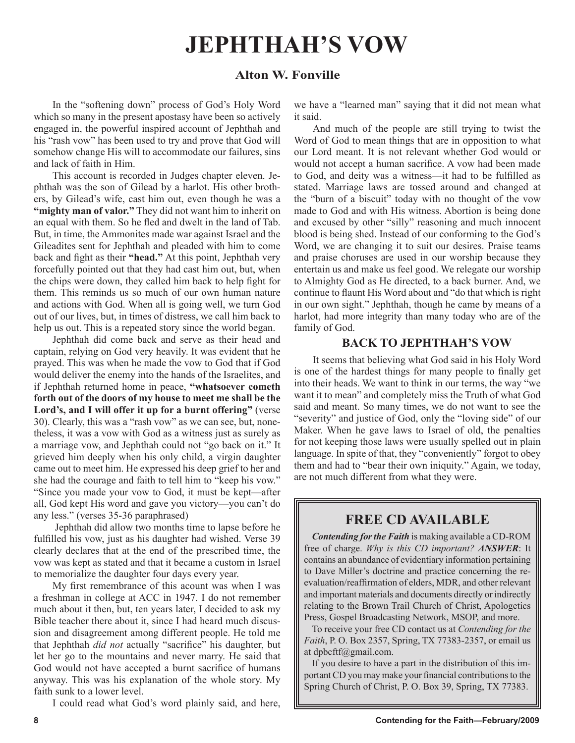# JEPHTHAH'S VOW

### Alton W. Fonville

In the "softening down" process of God's Holy Word which so many in the present apostasy have been so actively engaged in, the powerful inspired account of Jephthah and his "rash vow" has been used to try and prove that God will somehow change His will to accommodate our failures, sins and lack of faith in Him.

This account is recorded in Judges chapter eleven. Jephthah was the son of Gilead by a harlot. His other brothers, by Gilead's wife, cast him out, even though he was a **"mighty man of valor."** They did not want him to inherit on an equal with them. So he fled and dwelt in the land of Tab. But, in time, the Ammonites made war against Israel and the Gileadites sent for Jephthah and pleaded with him to come back and fight as their **"head."** At this point, Jephthah very forcefully pointed out that they had cast him out, but, when the chips were down, they called him back to help fight for them. This reminds us so much of our own human nature and actions with God. When all is going well, we turn God out of our lives, but, in times of distress, we call him back to help us out. This is a repeated story since the world began.

Jephthah did come back and serve as their head and captain, relying on God very heavily. It was evident that he prayed. This was when he made the vow to God that if God would deliver the enemy into the hands of the Israelites, and if Jephthah returned home in peace, **"whatsoever cometh forth out of the doors of my house to meet me shall be the Lord's, and I will offer it up for a burnt offering"** (verse 30). Clearly, this was a "rash vow" as we can see, but, nonetheless, it was a vow with God as a witness just as surely as a marriage vow, and Jephthah could not "go back on it." It grieved him deeply when his only child, a virgin daughter came out to meet him. He expressed his deep grief to her and she had the courage and faith to tell him to "keep his vow." "Since you made your vow to God, it must be kept—after all, God kept His word and gave you victory—you can't do any less." (verses 35-36 paraphrased)

Jephthah did allow two months time to lapse before he fulfilled his vow, just as his daughter had wished. Verse 39 clearly declares that at the end of the prescribed time, the vow was kept as stated and that it became a custom in Israel to memorialize the daughter four days every year.

My first remembrance of this acount was when I was a freshman in college at ACC in 1947. I do not remember much about it then, but, ten years later, I decided to ask my Bible teacher there about it, since I had heard much discussion and disagreement among different people. He told me that Jephthah *did not* actually "sacrifice" his daughter, but let her go to the mountains and never marry. He said that God would not have accepted a burnt sacrifice of humans anyway. This was his explanation of the whole story. My faith sunk to a lower level.

I could read what God's word plainly said, and here, we have a "learned man" saying that it did not mean what it said.

And much of the people are still trying to twist the Word of God to mean things that are in opposition to what our Lord meant. It is not relevant whether God would or would not accept a human sacrifice. A vow had been made to God, and deity was a witness—it had to be fulfilled as stated. Marriage laws are tossed around and changed at the "burn of a biscuit" today with no thought of the vow made to God and with His witness. Abortion is being done and excused by other "silly" reasoning and much innocent blood is being shed. Instead of our conforming to the God's Word, we are changing it to suit our desires. Praise teams and praise choruses are used in our worship because they entertain us and make us feel good. We relegate our worship to Almighty God as He directed, to a back burner. And, we continue to flaunt His Word about and "do that which is right in our own sight." Jephthah, though he came by means of a harlot, had more integrity than many today who are of the family of God.

### BACK TO JEPHTHAH'S VOW

It seems that believing what God said in his Holy Word is one of the hardest things for many people to finally get into their heads. We want to think in our terms, the way "we want it to mean" and completely miss the Truth of what God said and meant. So many times, we do not want to see the "severity" and justice of God, only the "loving side" of our Maker. When he gave laws to Israel of old, the penalties for not keeping those laws were usually spelled out in plain language. In spite of that, they "conveniently" forgot to obey them and had to "bear their own iniquity." Again, we today, are not much different from what they were.

## FREE CD AVAILABLE

***Contending for the Faith*** is making available a CD-ROM free of charge. *Why is this CD important?* ***ANSWER***: It contains an abundance of evidentiary information pertaining to Dave Miller's doctrine and practice concerning the reevaluation/reaffirmation of elders, MDR, and other relevant and important materials and documents directly or indirectly relating to the Brown Trail Church of Christ, Apologetics Press, Gospel Broadcasting Network, MSOP, and more.

To receive your free CD contact us at *Contending for the Faith*, P. O. Box 2357, Spring, TX 77383-2357, or email us at dpbcftf@gmail.com.

If you desire to have a part in the distribution of this important CD you may make your financial contributions to the Spring Church of Christ, P. O. Box 39, Spring, TX 77383.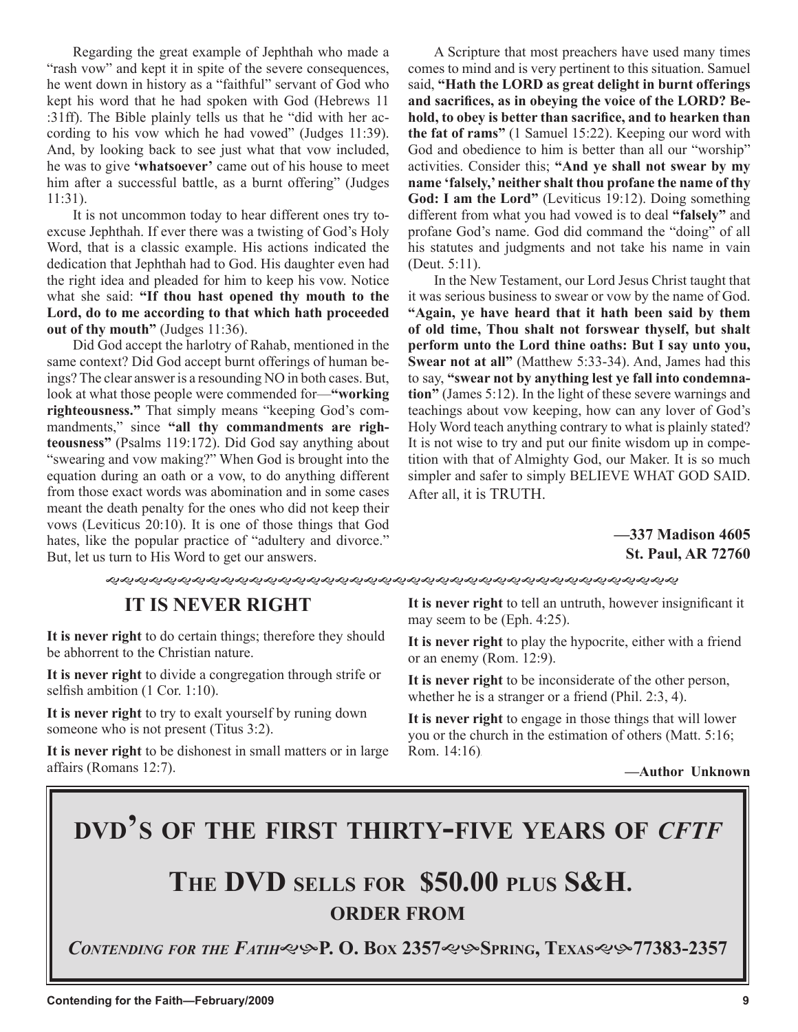Regarding the great example of Jephthah who made a "rash vow" and kept it in spite of the severe consequences, he went down in history as a "faithful" servant of God who kept his word that he had spoken with God (Hebrews 11 :31ff). The Bible plainly tells us that he "did with her according to his vow which he had vowed" (Judges 11:39). And, by looking back to see just what that vow included, he was to give **'whatsoever'** came out of his house to meet him after a successful battle, as a burnt offering" (Judges 11:31).

It is not uncommon today to hear different ones try to excuse Jephthah. If ever there was a twisting of God's Holy Word, that is a classic example. His actions indicated the dedication that Jephthah had to God. His daughter even had the right idea and pleaded for him to keep his vow. Notice what she said: **"If thou hast opened thy mouth to the Lord, do to me according to that which hath proceeded out of thy mouth"** (Judges 11:36).

Did God accept the harlotry of Rahab, mentioned in the same context? Did God accept burnt offerings of human beings? The clear answer is a resounding NO in both cases. But, look at what those people were commended for—**"working righteousness."** That simply means "keeping God's commandments," since **"all thy commandments are righteousness"** (Psalms 119:172). Did God say anything about "swearing and vow making?" When God is brought into the equation during an oath or a vow, to do anything different from those exact words was abomination and in some cases meant the death penalty for the ones who did not keep their vows (Leviticus 20:10). It is one of those things that God hates, like the popular practice of "adultery and divorce." But, let us turn to His Word to get our answers.

A Scripture that most preachers have used many times comes to mind and is very pertinent to this situation. Samuel said, **"Hath the LORD as great delight in burnt offerings and sacrifices, as in obeying the voice of the LORD? Behold, to obey is better than sacrifice, and to hearken than the fat of rams"** (1 Samuel 15:22). Keeping our word with God and obedience to him is better than all our "worship" activities. Consider this; **"And ye shall not swear by my name 'falsely,' neither shalt thou profane the name of thy God: I am the Lord"** (Leviticus 19:12). Doing something different from what you had vowed is to deal **"falsely"** and profane God's name. God did command the "doing" of all his statutes and judgments and not take his name in vain (Deut. 5:11).

In the New Testament, our Lord Jesus Christ taught that it was serious business to swear or vow by the name of God. **"Again, ye have heard that it hath been said by them of old time, Thou shalt not forswear thyself, but shalt perform unto the Lord thine oaths: But I say unto you, Swear not at all"** (Matthew 5:33-34). And, James had this to say, **"swear not by anything lest ye fall into condemnation"** (James 5:12). In the light of these severe warnings and teachings about vow keeping, how can any lover of God's Holy Word teach anything contrary to what is plainly stated? It is not wise to try and put our finite wisdom up in competition with that of Almighty God, our Maker. It is so much simpler and safer to simply BELIEVE WHAT GOD SAID. After all, it is TRUTH.

**—337 Madison 4605**
**St. Paul, AR 72760**

## IT IS NEVER RIGHT

**It is never right** to do certain things; therefore they should be abhorrent to the Christian nature.

**It is never right** to divide a congregation through strife or selfish ambition (1 Cor. 1:10).

**It is never right** to try to exalt yourself by runing down someone who is not present (Titus 3:2).

**It is never right** to be dishonest in small matters or in large affairs (Romans 12:7).

**It is never right** to tell an untruth, however insignificant it may seem to be (Eph. 4:25).

**It is never right** to play the hypocrite, either with a friend or an enemy (Rom. 12:9).

**It is never right** to be inconsiderate of the other person, whether he is a stranger or a friend (Phil. 2:3, 4).

**It is never right** to engage in those things that will lower you or the church in the estimation of others (Matt. 5:16; Rom. 14:16).

**—Author Unknown**

## DVD'S OF THE FIRST THIRTY-FIVE YEARS OF *CFTF*

## THE DVD SELLS FOR $50.00 PLUS S&H.

**ORDER FROM**

***CONTENDING FOR THE FATIH*** **P. O. BOX 2357 SPRING, TEXAS 77383-2357**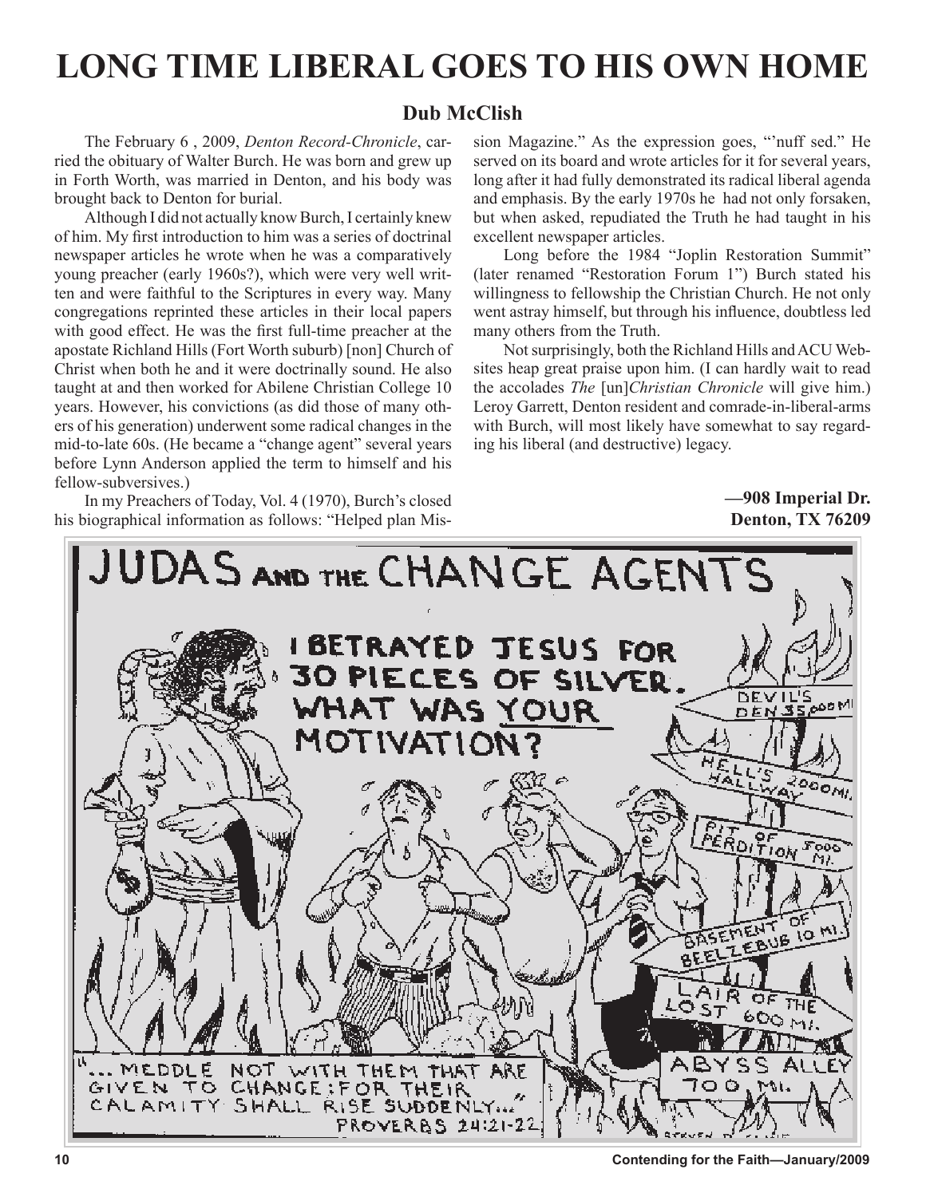# LONG TIME LIBERAL GOES TO HIS OWN HOME

## Dub McClish

The February 6 , 2009, *Denton Record-Chronicle*, carried the obituary of Walter Burch. He was born and grew up in Forth Worth, was married in Denton, and his body was brought back to Denton for burial.

Although I did not actually know Burch, I certainly knew of him. My first introduction to him was a series of doctrinal newspaper articles he wrote when he was a comparatively young preacher (early 1960s?), which were very well written and were faithful to the Scriptures in every way. Many congregations reprinted these articles in their local papers with good effect. He was the first full-time preacher at the apostate Richland Hills (Fort Worth suburb) [non] Church of Christ when both he and it were doctrinally sound. He also taught at and then worked for Abilene Christian College 10 years. However, his convictions (as did those of many others of his generation) underwent some radical changes in the mid-to-late 60s. (He became a "change agent" several years before Lynn Anderson applied the term to himself and his fellow-subversives.)

In my Preachers of Today, Vol. 4 (1970), Burch's closed his biographical information as follows: "Helped plan Mission Magazine." As the expression goes, "'nuff sed." He served on its board and wrote articles for it for several years, long after it had fully demonstrated its radical liberal agenda and emphasis. By the early 1970s he had not only forsaken, but when asked, repudiated the Truth he had taught in his excellent newspaper articles.

Long before the 1984 "Joplin Restoration Summit" (later renamed "Restoration Forum 1") Burch stated his willingness to fellowship the Christian Church. He not only went astray himself, but through his influence, doubtless led many others from the Truth.

Not surprisingly, both the Richland Hills and ACU Websites heap great praise upon him. (I can hardly wait to read the accolades *The* [un]*Christian Chronicle* will give him.) Leroy Garrett, Denton resident and comrade-in-liberal-arms with Burch, will most likely have somewhat to say regarding his liberal (and destructive) legacy.

**—908 Imperial Dr.**
**Denton, TX 76209**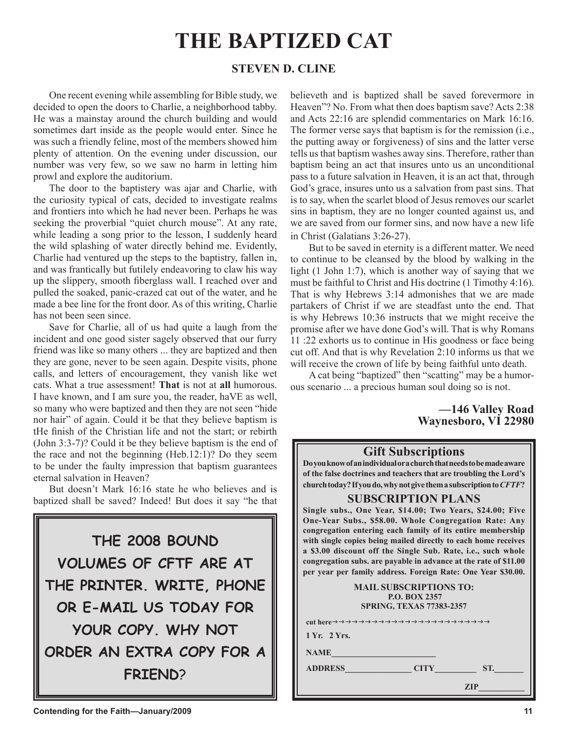# THE BAPTIZED CAT

### STEVEN D. CLINE

One recent evening while assembling for Bible study, we decided to open the doors to Charlie, a neighborhood tabby. He was a mainstay around the church building and would sometimes dart inside as the people would enter. Since he was such a friendly feline, most of the members showed him plenty of attention. On the evening under discussion, our number was very few, so we saw no harm in letting him prowl and explore the auditorium.

The door to the baptistery was ajar and Charlie, with the curiosity typical of cats, decided to investigate realms and frontiers into which he had never been. Perhaps he was seeking the proverbial "quiet church mouse". At any rate, while leading a song prior to the lesson, I suddenly heard the wild splashing of water directly behind me. Evidently, Charlie had ventured up the steps to the baptistry, fallen in, and was frantically but futilely endeavoring to claw his way up the slippery, smooth fiberglass wall. I reached over and pulled the soaked, panic-crazed cat out of the water, and he made a bee line for the front door. As of this writing, Charlie has not been seen since.

Save for Charlie, all of us had quite a laugh from the incident and one good sister sagely observed that our furry friend was like so many others ... they are baptized and then they are gone, never to be seen again. Despite visits, phone calls, and letters of encouragement, they vanish like wet cats. What a true assessment! **That** is not at **all** humorous. I have known, and I am sure you, the reader, haVE as well, so many who were baptized and then they are not seen "hide nor hair" of again. Could it be that they believe baptism is tHe finish of the Christian life and not the start; or rebirth (John 3:3-7)? Could it be they believe baptism is the end of the race and not the beginning (Heb.12:1)? Do they seem to be under the faulty impression that baptism guarantees eternal salvation in Heaven?

But doesn't Mark 16:16 state he who believes and is baptized shall be saved? Indeed! But does it say "he that believeth and is baptized shall be saved forevermore in Heaven"? No. From what then does baptism save? Acts 2:38 and Acts 22:16 are splendid commentaries on Mark 16:16. The former verse says that baptism is for the remission (i.e., the putting away or forgiveness) of sins and the latter verse tells us that baptism washes away sins. Therefore, rather than baptism being an act that insures unto us an unconditional pass to a future salvation in Heaven, it is an act that, through God's grace, insures unto us a salvation from past sins. That is to say, when the scarlet blood of Jesus removes our scarlet sins in baptism, they are no longer counted against us, and we are saved from our former sins, and now have a new life in Christ (Galatians 3:26-27).

But to be saved in eternity is a different matter. We need to continue to be cleansed by the blood by walking in the light (1 John 1:7), which is another way of saying that we must be faithful to Christ and His doctrine (1 Timothy 4:16). That is why Hebrews 3:14 admonishes that we are made partakers of Christ if we are steadfast unto the end. That is why Hebrews 10:36 instructs that we might receive the promise after we have done God's will. That is why Romans 11 :22 exhorts us to continue in His goodness or face being cut off. And that is why Revelation 2:10 informs us that we will receive the crown of life by being faithful unto death.

A cat being "baptized" then "scatting" may be a humorous scenario ... a precious human soul doing so is not.

**—146 Valley Road**
**Waynesboro, VI 22980**

---

**THE 2008 BOUND VOLUMES OF CFTF ARE AT THE PRINTER. WRITE, PHONE OR E-MAIL US TODAY FOR YOUR COPY. WHY NOT ORDER AN EXTRA COPY FOR A FRIEND?**

---

## Gift Subscriptions

**Do you know of an individual or a church that needs to be made aware of the false doctrines and teachers that are troubling the Lord's church today? If you do, why not give them a subscription to *CFTF*?**

### SUBSCRIPTION PLANS

**Single subs., One Year, $14.00; Two Years, $24.00; Five One-Year Subs., $58.00. Whole Congregation Rate: Any congregation entering each family of its entire membership with single copies being mailed directly to each home receives a $3.00 discount off the Single Sub. Rate, i.e., such whole congregation subs. are payable in advance at the rate of $11.00 per year per family address. Foreign Rate: One Year $30.00.**

**MAIL SUBSCRIPTIONS TO:**
**P.O. BOX 2357**
**SPRING, TEXAS 77383-2357**

cut here→→→→→→→→→→→→→→→→→→→→→→→→

1 Yr. 2 Yrs.

NAME________________________

ADDRESS________________ CITY__________ ST.______

ZIP___________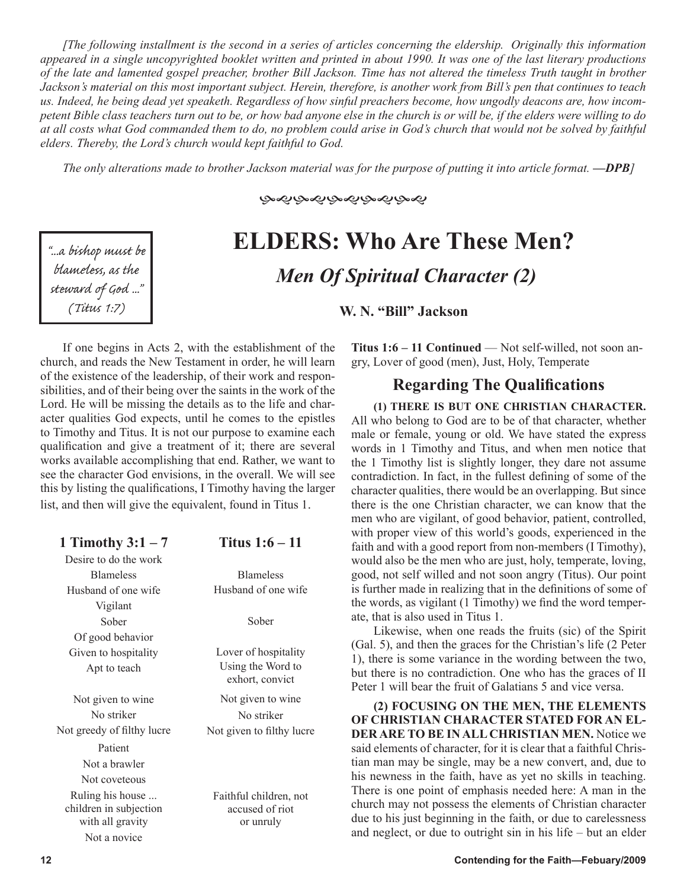*[The following installment is the second in a series of articles concerning the eldership. Originally this information appeared in a single uncopyrighted booklet written and printed in about 1990. It was one of the last literary productions of the late and lamented gospel preacher, brother Bill Jackson. Time has not altered the timeless Truth taught in brother Jackson's material on this most important subject. Herein, therefore, is another work from Bill's pen that continues to teach us. Indeed, he being dead yet speaketh. Regardless of how sinful preachers become, how ungodly deacons are, how incompetent Bible class teachers turn out to be, or how bad anyone else in the church is or will be, if the elders were willing to do at all costs what God commanded them to do, no problem could arise in God's church that would not be solved by faithful elders. Thereby, the Lord's church would kept faithful to God.*

*The only alterations made to brother Jackson material was for the purpose of putting it into article format. **—DPB]***

> *"...a bishop must be blameless, as the steward of God ..." (Titus 1:7)*

# ELDERS: Who Are These Men?

## *Men Of Spiritual Character (2)*

**W. N. "Bill" Jackson**

If one begins in Acts 2, with the establishment of the church, and reads the New Testament in order, he will learn of the existence of the leadership, of their work and responsibilities, and of their being over the saints in the work of the Lord. He will be missing the details as to the life and character qualities God expects, until he comes to the epistles to Timothy and Titus. It is not our purpose to examine each qualification and give a treatment of it; there are several works available accomplishing that end. Rather, we want to see the character God envisions, in the overall. We will see this by listing the qualifications, I Timothy having the larger list, and then will give the equivalent, found in Titus 1.

| 1 Timothy 3:1 – 7 | Titus 1:6 – 11 |
|---|---|
| Desire to do the work | |
| Blameless | Blameless |
| Husband of one wife | Husband of one wife |
| Vigilant | |
| Sober | Sober |
| Of good behavior | |
| Given to hospitality | Lover of hospitality |
| Apt to teach | Using the Word to exhort, convict |
| Not given to wine | Not given to wine |
| No striker | No striker |
| Not greedy of filthy lucre | Not given to filthy lucre |
| Patient | |
| Not a brawler | |
| Not coveteous | |
| Ruling his house ... children in subjection with all gravity | Faithful children, not accused of riot or unruly |
| Not a novice | |

**Titus 1:6 – 11 Continued** — Not self-willed, not soon angry, Lover of good (men), Just, Holy, Temperate

### Regarding The Qualifications

**(1) THERE IS BUT ONE CHRISTIAN CHARACTER.** All who belong to God are to be of that character, whether male or female, young or old. We have stated the express words in 1 Timothy and Titus, and when men notice that the 1 Timothy list is slightly longer, they dare not assume contradiction. In fact, in the fullest defining of some of the character qualities, there would be an overlapping. But since there is the one Christian character, we can know that the men who are vigilant, of good behavior, patient, controlled, with proper view of this world's goods, experienced in the faith and with a good report from non-members (I Timothy), would also be the men who are just, holy, temperate, loving, good, not self willed and not soon angry (Titus). Our point is further made in realizing that in the definitions of some of the words, as vigilant (1 Timothy) we find the word temperate, that is also used in Titus 1.

Likewise, when one reads the fruits (sic) of the Spirit (Gal. 5), and then the graces for the Christian's life (2 Peter 1), there is some variance in the wording between the two, but there is no contradiction. One who has the graces of II Peter 1 will bear the fruit of Galatians 5 and vice versa.

**(2) FOCUSING ON THE MEN, THE ELEMENTS OF CHRISTIAN CHARACTER STATED FOR AN ELDER ARE TO BE IN ALL CHRISTIAN MEN.** Notice we said elements of character, for it is clear that a faithful Christian man may be single, may be a new convert, and, due to his newness in the faith, have as yet no skills in teaching. There is one point of emphasis needed here: A man in the church may not possess the elements of Christian character due to his just beginning in the faith, or due to carelessness and neglect, or due to outright sin in his life – but an elder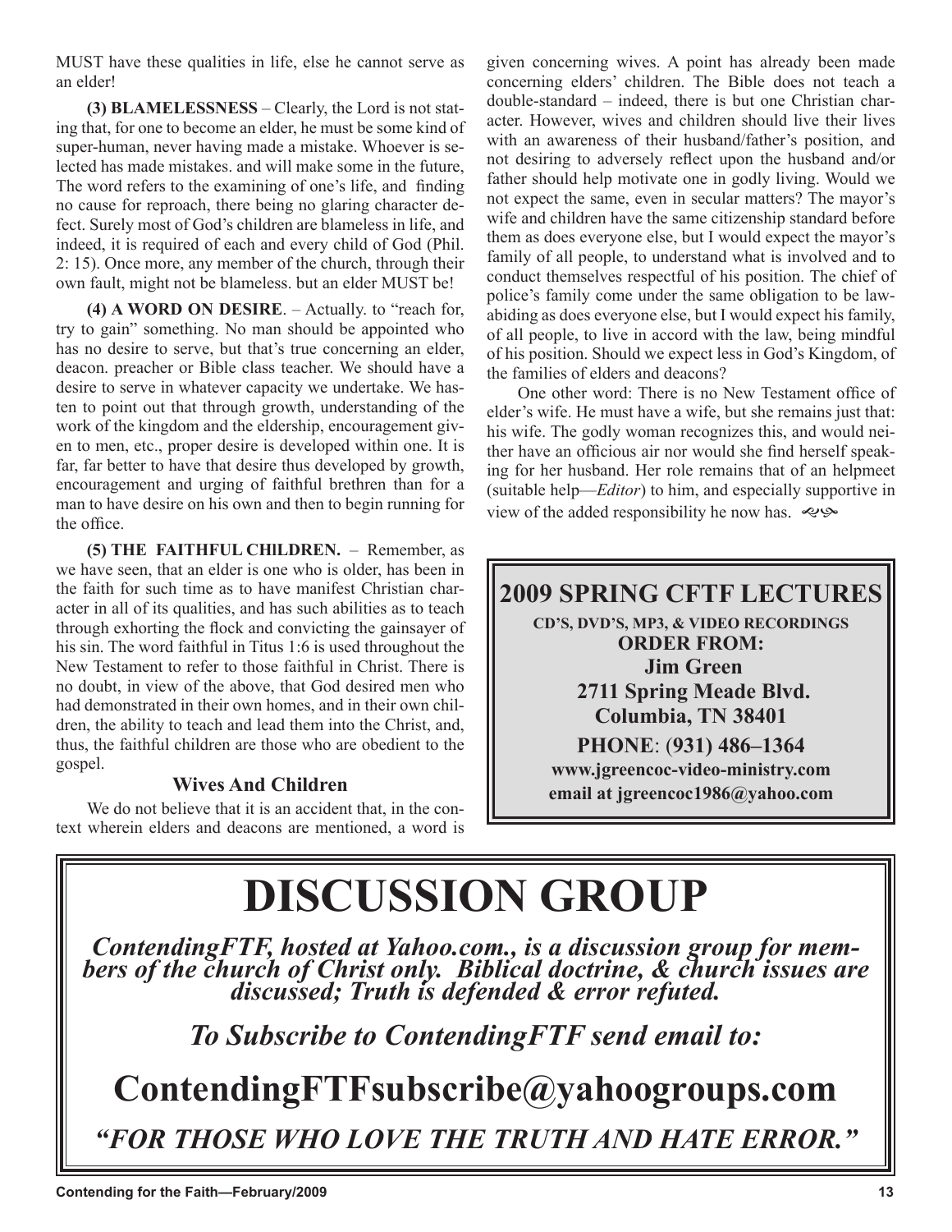MUST have these qualities in life, else he cannot serve as an elder!

**(3) BLAMELESSNESS** – Clearly, the Lord is not stating that, for one to become an elder, he must be some kind of super-human, never having made a mistake. Whoever is selected has made mistakes. and will make some in the future, The word refers to the examining of one's life, and finding no cause for reproach, there being no glaring character defect. Surely most of God's children are blameless in life, and indeed, it is required of each and every child of God (Phil. 2: 15). Once more, any member of the church, through their own fault, might not be blameless. but an elder MUST be!

**(4) A WORD ON DESIRE**. – Actually. to "reach for, try to gain" something. No man should be appointed who has no desire to serve, but that's true concerning an elder, deacon. preacher or Bible class teacher. We should have a desire to serve in whatever capacity we undertake. We hasten to point out that through growth, understanding of the work of the kingdom and the eldership, encouragement given to men, etc., proper desire is developed within one. It is far, far better to have that desire thus developed by growth, encouragement and urging of faithful brethren than for a man to have desire on his own and then to begin running for the office.

**(5) THE FAITHFUL CHILDREN.** – Remember, as we have seen, that an elder is one who is older, has been in the faith for such time as to have manifest Christian character in all of its qualities, and has such abilities as to teach through exhorting the flock and convicting the gainsayer of his sin. The word faithful in Titus 1:6 is used throughout the New Testament to refer to those faithful in Christ. There is no doubt, in view of the above, that God desired men who had demonstrated in their own homes, and in their own children, the ability to teach and lead them into the Christ, and, thus, the faithful children are those who are obedient to the gospel.

### Wives And Children

We do not believe that it is an accident that, in the context wherein elders and deacons are mentioned, a word is given concerning wives. A point has already been made concerning elders' children. The Bible does not teach a double-standard – indeed, there is but one Christian character. However, wives and children should live their lives with an awareness of their husband/father's position, and not desiring to adversely reflect upon the husband and/or father should help motivate one in godly living. Would we not expect the same, even in secular matters? The mayor's wife and children have the same citizenship standard before them as does everyone else, but I would expect the mayor's family of all people, to understand what is involved and to conduct themselves respectful of his position. The chief of police's family come under the same obligation to be law-abiding as does everyone else, but I would expect his family, of all people, to live in accord with the law, being mindful of his position. Should we expect less in God's Kingdom, of the families of elders and deacons?

One other word: There is no New Testament office of elder's wife. He must have a wife, but she remains just that: his wife. The godly woman recognizes this, and would neither have an officious air nor would she find herself speaking for her husband. Her role remains that of an helpmeet (suitable help—*Editor*) to him, and especially supportive in view of the added responsibility he now has.

**2009 SPRING CFTF LECTURES**

**CD'S, DVD'S, MP3, & VIDEO RECORDINGS**
**ORDER FROM:**
**Jim Green**
**2711 Spring Meade Blvd.**
**Columbia, TN 38401**
**PHONE: (931) 486–1364**
**www.jgreencoc-video-ministry.com**
**email at jgreencoc1986@yahoo.com**

# DISCUSSION GROUP

***ContendingFTF, hosted at Yahoo.com., is a discussion group for members of the church of Christ only. Biblical doctrine, & church issues are discussed; Truth is defended & error refuted.***

***To Subscribe to ContendingFTF send email to:***

**ContendingFTFsubscribe@yahoogroups.com**

***"FOR THOSE WHO LOVE THE TRUTH AND HATE ERROR."***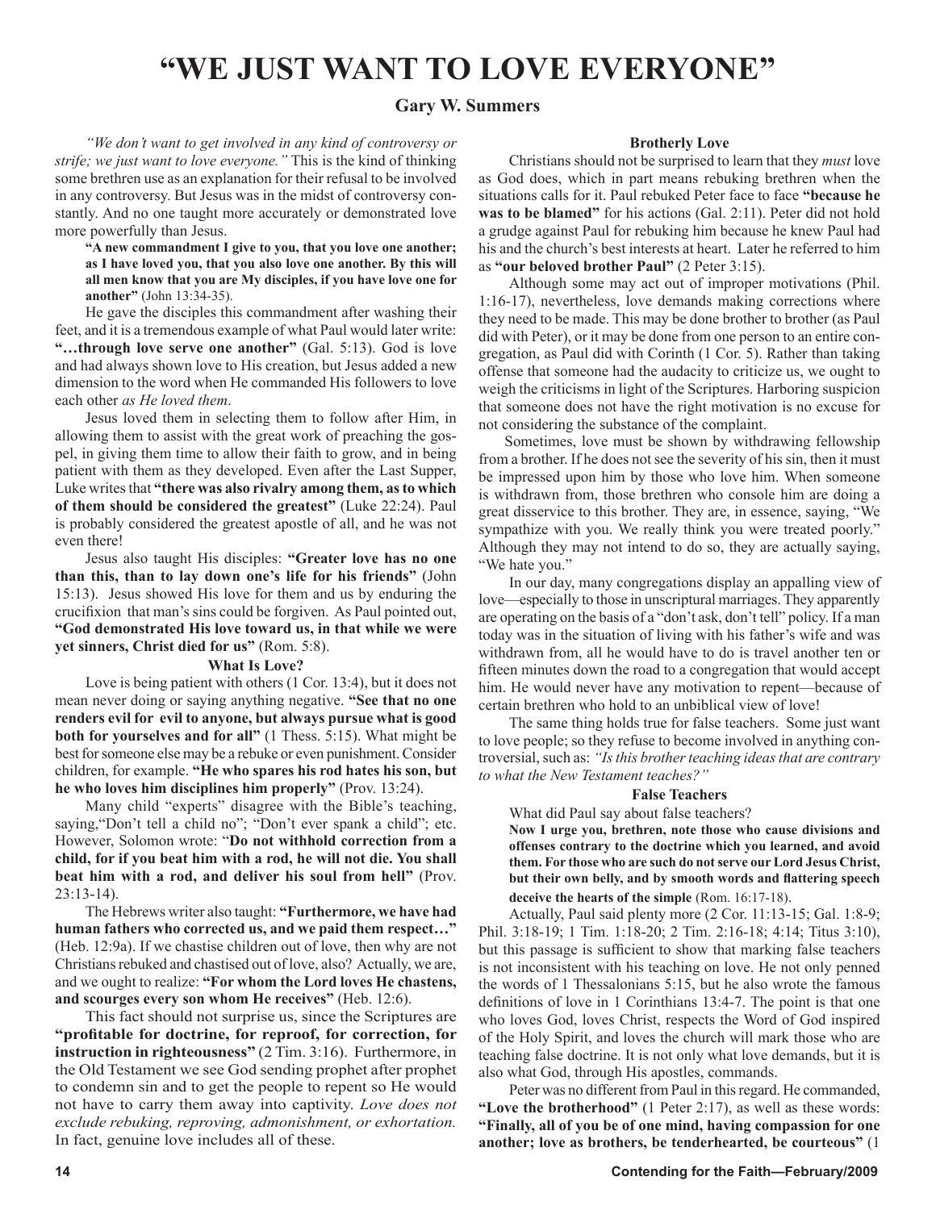# "WE JUST WANT TO LOVE EVERYONE"

### Gary W. Summers

*"We don't want to get involved in any kind of controversy or strife; we just want to love everyone."* This is the kind of thinking some brethren use as an explanation for their refusal to be involved in any controversy. But Jesus was in the midst of controversy constantly. And no one taught more accurately or demonstrated love more powerfully than Jesus.

> **"A new commandment I give to you, that you love one another; as I have loved you, that you also love one another. By this will all men know that you are My disciples, if you have love one for another"** (John 13:34-35).

He gave the disciples this commandment after washing their feet, and it is a tremendous example of what Paul would later write: **"…through love serve one another"** (Gal. 5:13). God is love and had always shown love to His creation, but Jesus added a new dimension to the word when He commanded His followers to love each other *as He loved them*.

Jesus loved them in selecting them to follow after Him, in allowing them to assist with the great work of preaching the gospel, in giving them time to allow their faith to grow, and in being patient with them as they developed. Even after the Last Supper, Luke writes that **"there was also rivalry among them, as to which of them should be considered the greatest"** (Luke 22:24). Paul is probably considered the greatest apostle of all, and he was not even there!

Jesus also taught His disciples: **"Greater love has no one than this, than to lay down one's life for his friends"** (John 15:13). Jesus showed His love for them and us by enduring the crucifixion that man's sins could be forgiven. As Paul pointed out, **"God demonstrated His love toward us, in that while we were yet sinners, Christ died for us"** (Rom. 5:8).

#### What Is Love?

Love is being patient with others (1 Cor. 13:4), but it does not mean never doing or saying anything negative. **"See that no one renders evil for evil to anyone, but always pursue what is good both for yourselves and for all"** (1 Thess. 5:15). What might be best for someone else may be a rebuke or even punishment. Consider children, for example. **"He who spares his rod hates his son, but he who loves him disciplines him properly"** (Prov. 13:24).

Many child "experts" disagree with the Bible's teaching, saying,"Don't tell a child no"; "Don't ever spank a child"; etc. However, Solomon wrote: "**Do not withhold correction from a child, for if you beat him with a rod, he will not die. You shall beat him with a rod, and deliver his soul from hell"** (Prov. 23:13-14).

The Hebrews writer also taught: **"Furthermore, we have had human fathers who corrected us, and we paid them respect…"** (Heb. 12:9a). If we chastise children out of love, then why are not Christians rebuked and chastised out of love, also? Actually, we are, and we ought to realize: **"For whom the Lord loves He chastens, and scourges every son whom He receives"** (Heb. 12:6).

This fact should not surprise us, since the Scriptures are **"profitable for doctrine, for reproof, for correction, for instruction in righteousness"** (2 Tim. 3:16). Furthermore, in the Old Testament we see God sending prophet after prophet to condemn sin and to get the people to repent so He would not have to carry them away into captivity. *Love does not exclude rebuking, reproving, admonishment, or exhortation.* In fact, genuine love includes all of these.

#### Brotherly Love

Christians should not be surprised to learn that they *must* love as God does, which in part means rebuking brethren when the situations calls for it. Paul rebuked Peter face to face **"because he was to be blamed"** for his actions (Gal. 2:11). Peter did not hold a grudge against Paul for rebuking him because he knew Paul had his and the church's best interests at heart. Later he referred to him as **"our beloved brother Paul"** (2 Peter 3:15).

Although some may act out of improper motivations (Phil. 1:16-17), nevertheless, love demands making corrections where they need to be made. This may be done brother to brother (as Paul did with Peter), or it may be done from one person to an entire congregation, as Paul did with Corinth (1 Cor. 5). Rather than taking offense that someone had the audacity to criticize us, we ought to weigh the criticisms in light of the Scriptures. Harboring suspicion that someone does not have the right motivation is no excuse for not considering the substance of the complaint.

Sometimes, love must be shown by withdrawing fellowship from a brother. If he does not see the severity of his sin, then it must be impressed upon him by those who love him. When someone is withdrawn from, those brethren who console him are doing a great disservice to this brother. They are, in essence, saying, "We sympathize with you. We really think you were treated poorly." Although they may not intend to do so, they are actually saying, "We hate you."

In our day, many congregations display an appalling view of love—especially to those in unscriptural marriages. They apparently are operating on the basis of a "don't ask, don't tell" policy. If a man today was in the situation of living with his father's wife and was withdrawn from, all he would have to do is travel another ten or fifteen minutes down the road to a congregation that would accept him. He would never have any motivation to repent—because of certain brethren who hold to an unbiblical view of love!

The same thing holds true for false teachers. Some just want to love people; so they refuse to become involved in anything controversial, such as: *"Is this brother teaching ideas that are contrary to what the New Testament teaches?"*

#### False Teachers

What did Paul say about false teachers?

> **Now I urge you, brethren, note those who cause divisions and offenses contrary to the doctrine which you learned, and avoid them. For those who are such do not serve our Lord Jesus Christ, but their own belly, and by smooth words and flattering speech deceive the hearts of the simple** (Rom. 16:17-18).

Actually, Paul said plenty more (2 Cor. 11:13-15; Gal. 1:8-9; Phil. 3:18-19; 1 Tim. 1:18-20; 2 Tim. 2:16-18; 4:14; Titus 3:10), but this passage is sufficient to show that marking false teachers is not inconsistent with his teaching on love. He not only penned the words of 1 Thessalonians 5:15, but he also wrote the famous definitions of love in 1 Corinthians 13:4-7. The point is that one who loves God, loves Christ, respects the Word of God inspired of the Holy Spirit, and loves the church will mark those who are teaching false doctrine. It is not only what love demands, but it is also what God, through His apostles, commands.

Peter was no different from Paul in this regard. He commanded, **"Love the brotherhood"** (1 Peter 2:17), as well as these words: **"Finally, all of you be of one mind, having compassion for one another; love as brothers, be tenderhearted, be courteous"** (1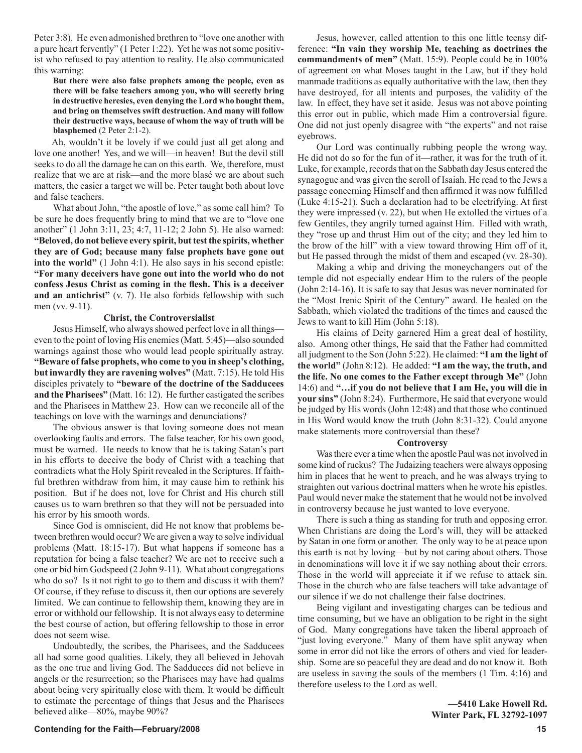Peter 3:8). He even admonished brethren to "love one another with a pure heart fervently" (1 Peter 1:22). Yet he was not some positivist who refused to pay attention to reality. He also communicated this warning:

> **But there were also false prophets among the people, even as there will be false teachers among you, who will secretly bring in destructive heresies, even denying the Lord who bought them, and bring on themselves swift destruction. And many will follow their destructive ways, because of whom the way of truth will be blasphemed** (2 Peter 2:1-2).

Ah, wouldn't it be lovely if we could just all get along and love one another! Yes, and we will—in heaven! But the devil still seeks to do all the damage he can on this earth. We, therefore, must realize that we are at risk—and the more blasé we are about such matters, the easier a target we will be. Peter taught both about love and false teachers.

What about John, "the apostle of love," as some call him? To be sure he does frequently bring to mind that we are to "love one another" (1 John 3:11, 23; 4:7, 11-12; 2 John 5). He also warned: **"Beloved, do not believe every spirit, but test the spirits, whether they are of God; because many false prophets have gone out into the world"** (1 John 4:1). He also says in his second epistle: **"For many deceivers have gone out into the world who do not confess Jesus Christ as coming in the flesh. This is a deceiver and an antichrist"** (v. 7). He also forbids fellowship with such men (vv. 9-11).

### Christ, the Controversialist

Jesus Himself, who always showed perfect love in all things—even to the point of loving His enemies (Matt. 5:45)—also sounded warnings against those who would lead people spiritually astray. **"Beware of false prophets, who come to you in sheep's clothing, but inwardly they are ravening wolves"** (Matt. 7:15). He told His disciples privately to **"beware of the doctrine of the Sadducees and the Pharisees"** (Matt. 16: 12). He further castigated the scribes and the Pharisees in Matthew 23. How can we reconcile all of the teachings on love with the warnings and denunciations?

The obvious answer is that loving someone does not mean overlooking faults and errors. The false teacher, for his own good, must be warned. He needs to know that he is taking Satan's part in his efforts to deceive the body of Christ with a teaching that contradicts what the Holy Spirit revealed in the Scriptures. If faithful brethren withdraw from him, it may cause him to rethink his position. But if he does not, love for Christ and His church still causes us to warn brethren so that they will not be persuaded into his error by his smooth words.

Since God is omniscient, did He not know that problems between brethren would occur? We are given a way to solve individual problems (Matt. 18:15-17). But what happens if someone has a reputation for being a false teacher? We are not to receive such a one or bid him Godspeed (2 John 9-11). What about congregations who do so? Is it not right to go to them and discuss it with them? Of course, if they refuse to discuss it, then our options are severely limited. We can continue to fellowship them, knowing they are in error or withhold our fellowship. It is not always easy to determine the best course of action, but offering fellowship to those in error does not seem wise.

Undoubtedly, the scribes, the Pharisees, and the Sadducees all had some good qualities. Likely, they all believed in Jehovah as the one true and living God. The Sadducees did not believe in angels or the resurrection; so the Pharisees may have had qualms about being very spiritually close with them. It would be difficult to estimate the percentage of things that Jesus and the Pharisees believed alike—80%, maybe 90%?

Jesus, however, called attention to this one little teensy difference: **"In vain they worship Me, teaching as doctrines the commandments of men"** (Matt. 15:9). People could be in 100% of agreement on what Moses taught in the Law, but if they hold manmade traditions as equally authoritative with the law, then they have destroyed, for all intents and purposes, the validity of the law. In effect, they have set it aside. Jesus was not above pointing this error out in public, which made Him a controversial figure. One did not just openly disagree with "the experts" and not raise eyebrows.

Our Lord was continually rubbing people the wrong way. He did not do so for the fun of it—rather, it was for the truth of it. Luke, for example, records that on the Sabbath day Jesus entered the synagogue and was given the scroll of Isaiah. He read to the Jews a passage concerning Himself and then affirmed it was now fulfilled (Luke 4:15-21). Such a declaration had to be electrifying. At first they were impressed (v. 22), but when He extolled the virtues of a few Gentiles, they angrily turned against Him. Filled with wrath, they "rose up and thrust Him out of the city; and they led him to the brow of the hill" with a view toward throwing Him off of it, but He passed through the midst of them and escaped (vv. 28-30).

Making a whip and driving the moneychangers out of the temple did not especially endear Him to the rulers of the people (John 2:14-16). It is safe to say that Jesus was never nominated for the "Most Irenic Spirit of the Century" award. He healed on the Sabbath, which violated the traditions of the times and caused the Jews to want to kill Him (John 5:18).

His claims of Deity garnered Him a great deal of hostility, also. Among other things, He said that the Father had committed all judgment to the Son (John 5:22). He claimed: **"I am the light of the world"** (John 8:12). He added: **"I am the way, the truth, and the life. No one comes to the Father except through Me"** (John 14:6) and **"…if you do not believe that I am He, you will die in your sins"** (John 8:24). Furthermore, He said that everyone would be judged by His words (John 12:48) and that those who continued in His Word would know the truth (John 8:31-32). Could anyone make statements more controversial than these?

### Controversy

Was there ever a time when the apostle Paul was not involved in some kind of ruckus? The Judaizing teachers were always opposing him in places that he went to preach, and he was always trying to straighten out various doctrinal matters when he wrote his epistles. Paul would never make the statement that he would not be involved in controversy because he just wanted to love everyone.

There is such a thing as standing for truth and opposing error. When Christians are doing the Lord's will, they will be attacked by Satan in one form or another. The only way to be at peace upon this earth is not by loving—but by not caring about others. Those in denominations will love it if we say nothing about their errors. Those in the world will appreciate it if we refuse to attack sin. Those in the church who are false teachers will take advantage of our silence if we do not challenge their false doctrines.

Being vigilant and investigating charges can be tedious and time consuming, but we have an obligation to be right in the sight of God. Many congregations have taken the liberal approach of "just loving everyone." Many of them have split anyway when some in error did not like the errors of others and vied for leadership. Some are so peaceful they are dead and do not know it. Both are useless in saving the souls of the members (1 Tim. 4:16) and therefore useless to the Lord as well.

**—5410 Lake Howell Rd.**
**Winter Park, FL 32792-1097**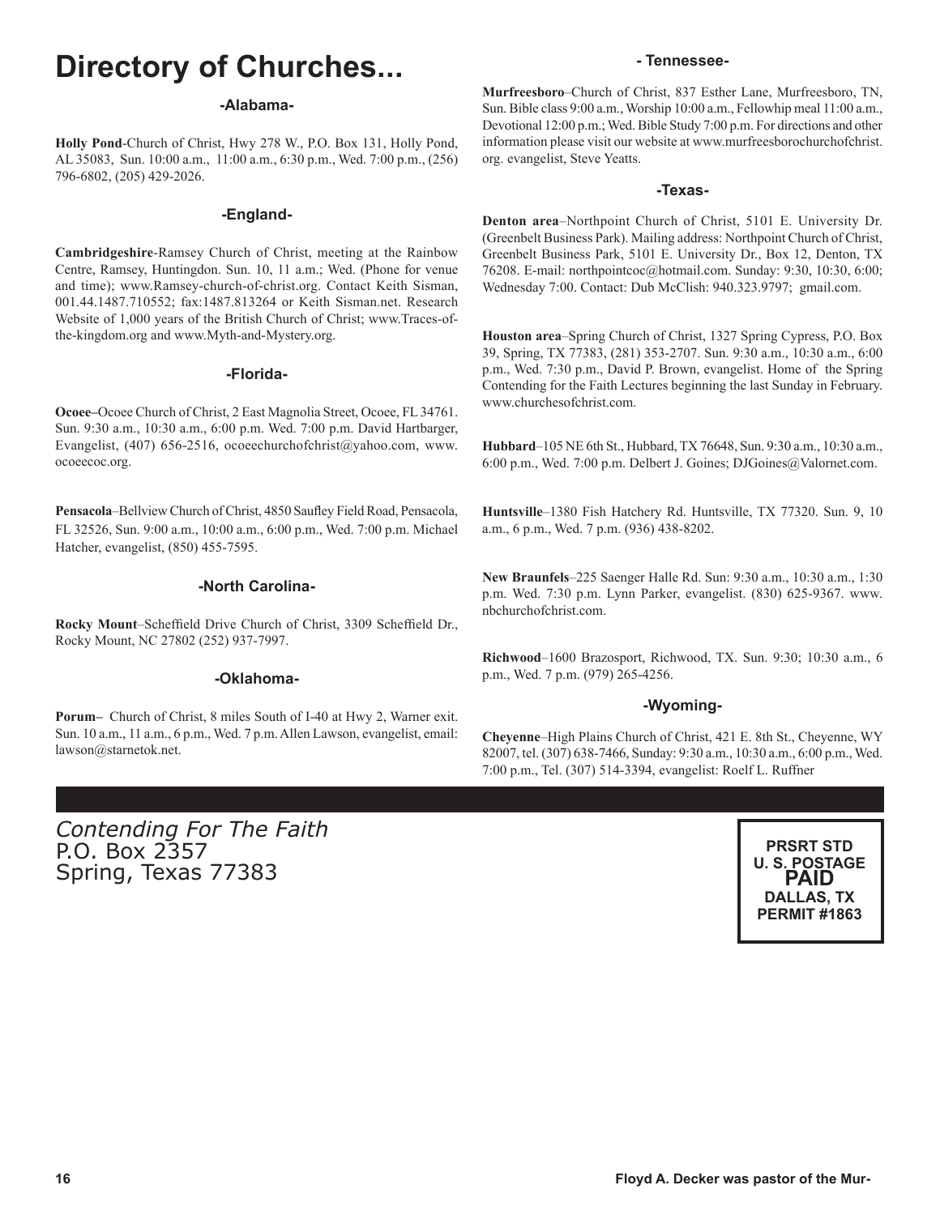# Directory of Churches...

### -Alabama-

**Holly Pond**-Church of Christ, Hwy 278 W., P.O. Box 131, Holly Pond, AL 35083, Sun. 10:00 a.m., 11:00 a.m., 6:30 p.m., Wed. 7:00 p.m., (256) 796-6802, (205) 429-2026.

### -England-

**Cambridgeshire**-Ramsey Church of Christ, meeting at the Rainbow Centre, Ramsey, Huntingdon. Sun. 10, 11 a.m.; Wed. (Phone for venue and time); www.Ramsey-church-of-christ.org. Contact Keith Sisman, 001.44.1487.710552; fax:1487.813264 or Keith Sisman.net. Research Website of 1,000 years of the British Church of Christ; www.Traces-of-the-kingdom.org and www.Myth-and-Mystery.org.

### -Florida-

**Ocoee–**Ocoee Church of Christ, 2 East Magnolia Street, Ocoee, FL 34761. Sun. 9:30 a.m., 10:30 a.m., 6:00 p.m. Wed. 7:00 p.m. David Hartbarger, Evangelist, (407) 656-2516, ocoeechurchofchrist@yahoo.com, www.ocoeecoc.org.

**Pensacola**–Bellview Church of Christ, 4850 Saufley Field Road, Pensacola, FL 32526, Sun. 9:00 a.m., 10:00 a.m., 6:00 p.m., Wed. 7:00 p.m. Michael Hatcher, evangelist, (850) 455-7595.

### -North Carolina-

**Rocky Mount**–Scheffield Drive Church of Christ, 3309 Scheffield Dr., Rocky Mount, NC 27802 (252) 937-7997.

### -Oklahoma-

**Porum–** Church of Christ, 8 miles South of I-40 at Hwy 2, Warner exit. Sun. 10 a.m., 11 a.m., 6 p.m., Wed. 7 p.m. Allen Lawson, evangelist, email: lawson@starnetok.net.

### - Tennessee-

**Murfreesboro**–Church of Christ, 837 Esther Lane, Murfreesboro, TN, Sun. Bible class 9:00 a.m., Worship 10:00 a.m., Fellowhip meal 11:00 a.m., Devotional 12:00 p.m.; Wed. Bible Study 7:00 p.m. For directions and other information please visit our website at www.murfreesborochurchofchrist.org. evangelist, Steve Yeatts.

### -Texas-

**Denton area**–Northpoint Church of Christ, 5101 E. University Dr. (Greenbelt Business Park). Mailing address: Northpoint Church of Christ, Greenbelt Business Park, 5101 E. University Dr., Box 12, Denton, TX 76208. E-mail: northpointcoc@hotmail.com. Sunday: 9:30, 10:30, 6:00; Wednesday 7:00. Contact: Dub McClish: 940.323.9797; gmail.com.

**Houston area**–Spring Church of Christ, 1327 Spring Cypress, P.O. Box 39, Spring, TX 77383, (281) 353-2707. Sun. 9:30 a.m., 10:30 a.m., 6:00 p.m., Wed. 7:30 p.m., David P. Brown, evangelist. Home of the Spring Contending for the Faith Lectures beginning the last Sunday in February. www.churchesofchrist.com.

**Hubbard**–105 NE 6th St., Hubbard, TX 76648, Sun. 9:30 a.m., 10:30 a.m., 6:00 p.m., Wed. 7:00 p.m. Delbert J. Goines; DJGoines@Valornet.com.

**Huntsville**–1380 Fish Hatchery Rd. Huntsville, TX 77320. Sun. 9, 10 a.m., 6 p.m., Wed. 7 p.m. (936) 438-8202.

**New Braunfels**–225 Saenger Halle Rd. Sun: 9:30 a.m., 10:30 a.m., 1:30 p.m. Wed. 7:30 p.m. Lynn Parker, evangelist. (830) 625-9367. www.nbchurchofchrist.com.

**Richwood**–1600 Brazosport, Richwood, TX. Sun. 9:30; 10:30 a.m., 6 p.m., Wed. 7 p.m. (979) 265-4256.

### -Wyoming-

**Cheyenne**–High Plains Church of Christ, 421 E. 8th St., Cheyenne, WY 82007, tel. (307) 638-7466, Sunday: 9:30 a.m., 10:30 a.m., 6:00 p.m., Wed. 7:00 p.m., Tel. (307) 514-3394, evangelist: Roelf L. Ruffner

---

*Contending For The Faith*
P.O. Box 2357
Spring, Texas 77383

**PRSRT STD**
**U. S. POSTAGE**
**PAID**
**DALLAS, TX**
**PERMIT #1863**

**Floyd A. Decker was pastor of the Mur-**